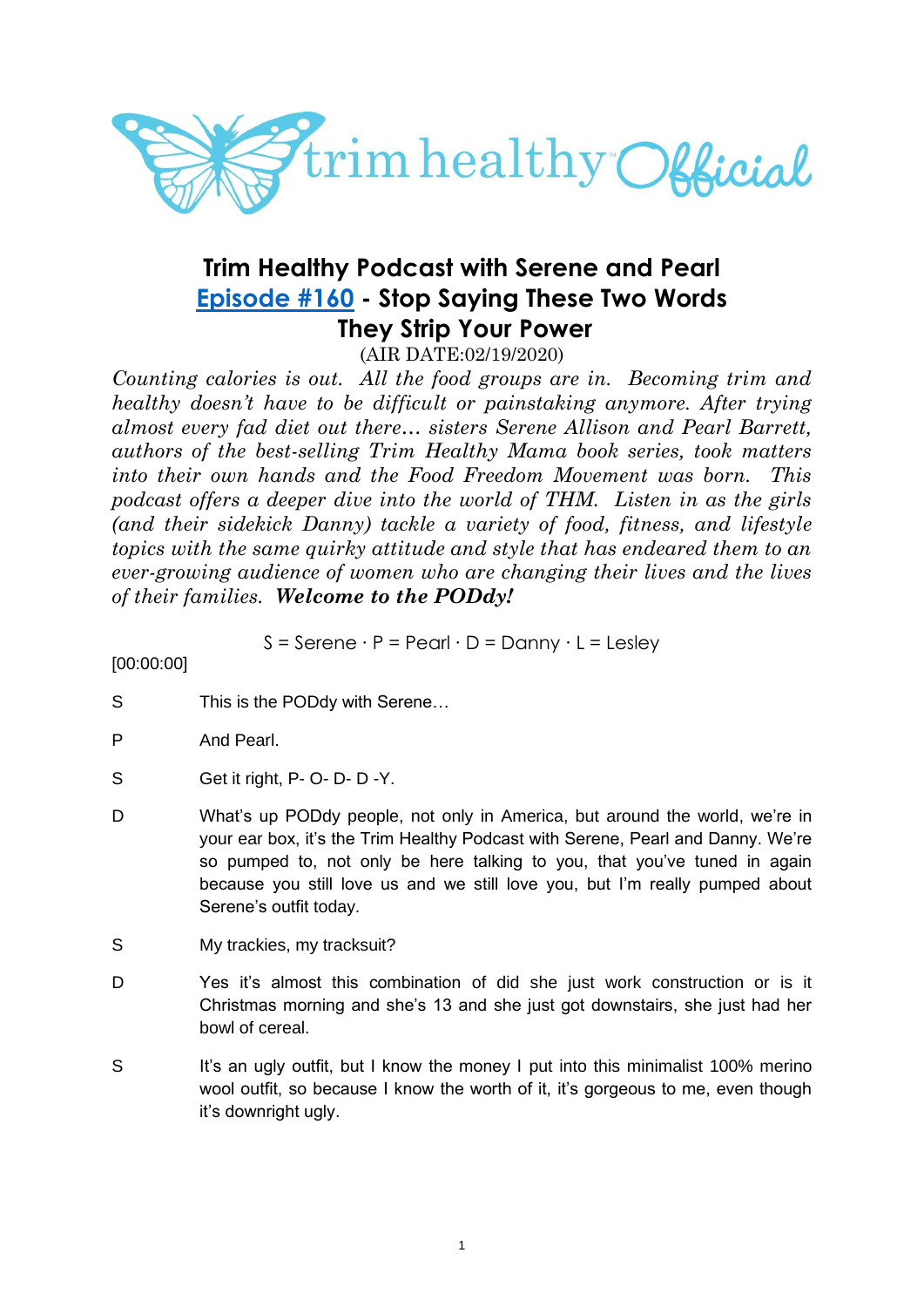# Trim Healthy Podcast with Serene and Pearl

## Episode #160 - Stop Saying These Two Words They Strip Your Power

(AIR DATE:02/19/2020)

*Counting calories is out. All the food groups are in. Becoming trim and healthy doesn't have to be difficult or painstaking anymore. After trying almost every fad diet out there… sisters Serene Allison and Pearl Barrett, authors of the best-selling Trim Healthy Mama book series, took matters into their own hands and the Food Freedom Movement was born. This podcast offers a deeper dive into the world of THM. Listen in as the girls (and their sidekick Danny) tackle a variety of food, fitness, and lifestyle topics with the same quirky attitude and style that has endeared them to an ever-growing audience of women who are changing their lives and the lives of their families.* ***Welcome to the PODdy!***

S = Serene · P = Pearl · D = Danny · L = Lesley

[00:00:00]

S This is the PODdy with Serene…

P And Pearl.

S Get it right, P- O- D- D -Y.

D What's up PODdy people, not only in America, but around the world, we're in your ear box, it's the Trim Healthy Podcast with Serene, Pearl and Danny. We're so pumped to, not only be here talking to you, that you've tuned in again because you still love us and we still love you, but I'm really pumped about Serene's outfit today.

S My trackies, my tracksuit?

D Yes it's almost this combination of did she just work construction or is it Christmas morning and she's 13 and she just got downstairs, she just had her bowl of cereal.

S It's an ugly outfit, but I know the money I put into this minimalist 100% merino wool outfit, so because I know the worth of it, it's gorgeous to me, even though it's downright ugly.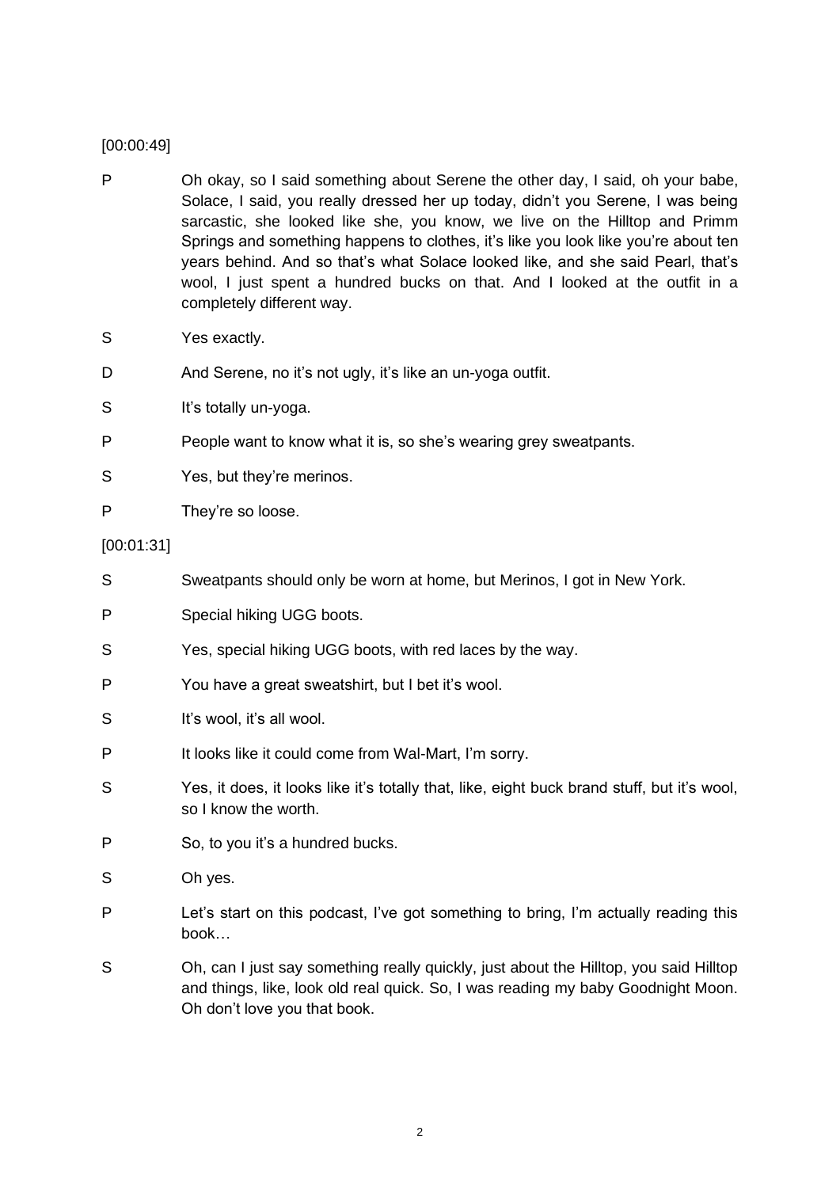[00:00:49]

P Oh okay, so I said something about Serene the other day, I said, oh your babe, Solace, I said, you really dressed her up today, didn't you Serene, I was being sarcastic, she looked like she, you know, we live on the Hilltop and Primm Springs and something happens to clothes, it's like you look like you're about ten years behind. And so that's what Solace looked like, and she said Pearl, that's wool, I just spent a hundred bucks on that. And I looked at the outfit in a completely different way.

S Yes exactly.

D And Serene, no it's not ugly, it's like an un-yoga outfit.

S It's totally un-yoga.

P People want to know what it is, so she's wearing grey sweatpants.

S Yes, but they're merinos.

P They're so loose.

[00:01:31]

S Sweatpants should only be worn at home, but Merinos, I got in New York.

P Special hiking UGG boots.

S Yes, special hiking UGG boots, with red laces by the way.

P You have a great sweatshirt, but I bet it's wool.

S It's wool, it's all wool.

P It looks like it could come from Wal-Mart, I'm sorry.

S Yes, it does, it looks like it's totally that, like, eight buck brand stuff, but it's wool, so I know the worth.

P So, to you it's a hundred bucks.

S Oh yes.

P Let's start on this podcast, I've got something to bring, I'm actually reading this book…

S Oh, can I just say something really quickly, just about the Hilltop, you said Hilltop and things, like, look old real quick. So, I was reading my baby Goodnight Moon. Oh don't love you that book.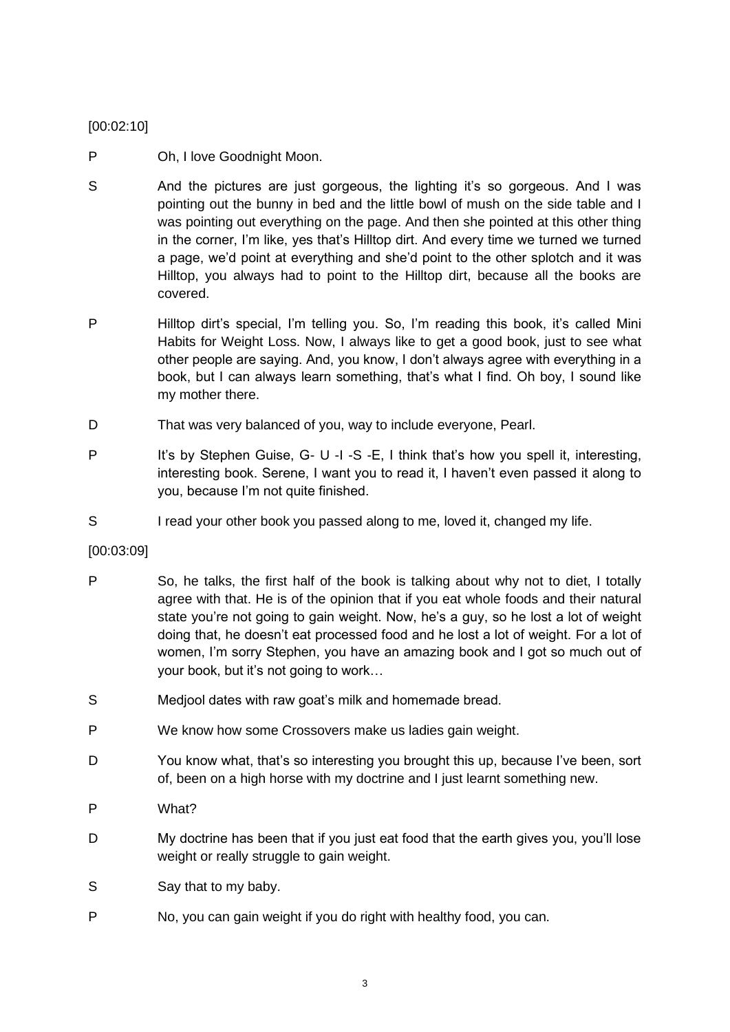[00:02:10]

P Oh, I love Goodnight Moon.

S And the pictures are just gorgeous, the lighting it's so gorgeous. And I was pointing out the bunny in bed and the little bowl of mush on the side table and I was pointing out everything on the page. And then she pointed at this other thing in the corner, I'm like, yes that's Hilltop dirt. And every time we turned we turned a page, we'd point at everything and she'd point to the other splotch and it was Hilltop, you always had to point to the Hilltop dirt, because all the books are covered.

P Hilltop dirt's special, I'm telling you. So, I'm reading this book, it's called Mini Habits for Weight Loss. Now, I always like to get a good book, just to see what other people are saying. And, you know, I don't always agree with everything in a book, but I can always learn something, that's what I find. Oh boy, I sound like my mother there.

D That was very balanced of you, way to include everyone, Pearl.

P It's by Stephen Guise, G- U -I -S -E, I think that's how you spell it, interesting, interesting book. Serene, I want you to read it, I haven't even passed it along to you, because I'm not quite finished.

S I read your other book you passed along to me, loved it, changed my life.

[00:03:09]

P So, he talks, the first half of the book is talking about why not to diet, I totally agree with that. He is of the opinion that if you eat whole foods and their natural state you're not going to gain weight. Now, he's a guy, so he lost a lot of weight doing that, he doesn't eat processed food and he lost a lot of weight. For a lot of women, I'm sorry Stephen, you have an amazing book and I got so much out of your book, but it's not going to work…

S Medjool dates with raw goat's milk and homemade bread.

P We know how some Crossovers make us ladies gain weight.

D You know what, that's so interesting you brought this up, because I've been, sort of, been on a high horse with my doctrine and I just learnt something new.

P What?

D My doctrine has been that if you just eat food that the earth gives you, you'll lose weight or really struggle to gain weight.

S Say that to my baby.

P No, you can gain weight if you do right with healthy food, you can.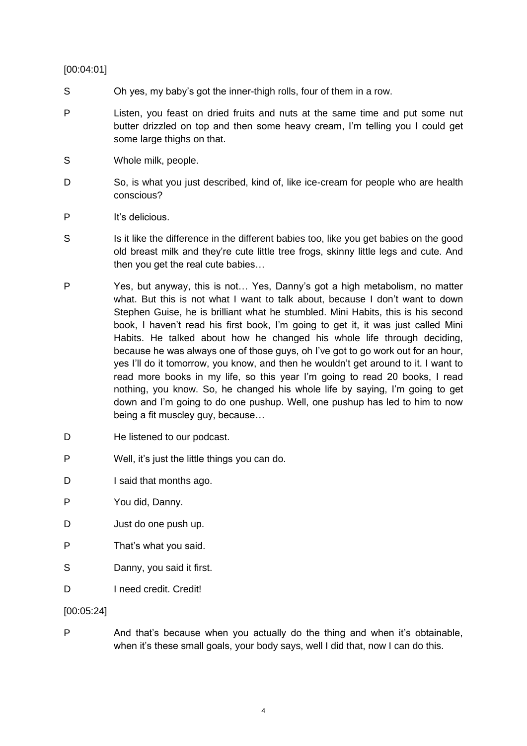[00:04:01]

S Oh yes, my baby's got the inner-thigh rolls, four of them in a row.

P Listen, you feast on dried fruits and nuts at the same time and put some nut butter drizzled on top and then some heavy cream, I'm telling you I could get some large thighs on that.

S Whole milk, people.

D So, is what you just described, kind of, like ice-cream for people who are health conscious?

P It's delicious.

S Is it like the difference in the different babies too, like you get babies on the good old breast milk and they're cute little tree frogs, skinny little legs and cute. And then you get the real cute babies…

P Yes, but anyway, this is not… Yes, Danny's got a high metabolism, no matter what. But this is not what I want to talk about, because I don't want to down Stephen Guise, he is brilliant what he stumbled. Mini Habits, this is his second book, I haven't read his first book, I'm going to get it, it was just called Mini Habits. He talked about how he changed his whole life through deciding, because he was always one of those guys, oh I've got to go work out for an hour, yes I'll do it tomorrow, you know, and then he wouldn't get around to it. I want to read more books in my life, so this year I'm going to read 20 books, I read nothing, you know. So, he changed his whole life by saying, I'm going to get down and I'm going to do one pushup. Well, one pushup has led to him to now being a fit muscley guy, because…

D He listened to our podcast.

P Well, it's just the little things you can do.

D I said that months ago.

P You did, Danny.

D Just do one push up.

P That's what you said.

S Danny, you said it first.

D I need credit. Credit!

[00:05:24]

P And that's because when you actually do the thing and when it's obtainable, when it's these small goals, your body says, well I did that, now I can do this.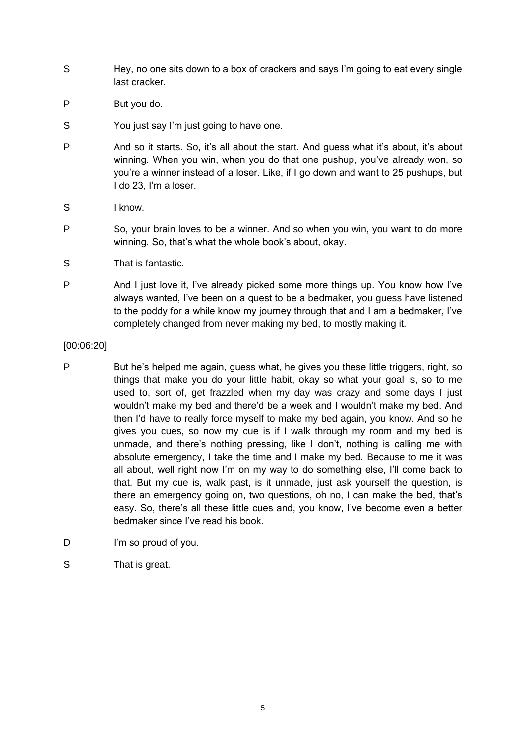S	Hey, no one sits down to a box of crackers and says I'm going to eat every single last cracker.

P	But you do.

S	You just say I'm just going to have one.

P	And so it starts. So, it's all about the start. And guess what it's about, it's about winning. When you win, when you do that one pushup, you've already won, so you're a winner instead of a loser. Like, if I go down and want to 25 pushups, but I do 23, I'm a loser.

S	I know.

P	So, your brain loves to be a winner. And so when you win, you want to do more winning. So, that's what the whole book's about, okay.

S	That is fantastic.

P	And I just love it, I've already picked some more things up. You know how I've always wanted, I've been on a quest to be a bedmaker, you guess have listened to the poddy for a while know my journey through that and I am a bedmaker, I've completely changed from never making my bed, to mostly making it.

[00:06:20]

P	But he's helped me again, guess what, he gives you these little triggers, right, so things that make you do your little habit, okay so what your goal is, so to me used to, sort of, get frazzled when my day was crazy and some days I just wouldn't make my bed and there'd be a week and I wouldn't make my bed. And then I'd have to really force myself to make my bed again, you know. And so he gives you cues, so now my cue is if I walk through my room and my bed is unmade, and there's nothing pressing, like I don't, nothing is calling me with absolute emergency, I take the time and I make my bed. Because to me it was all about, well right now I'm on my way to do something else, I'll come back to that. But my cue is, walk past, is it unmade, just ask yourself the question, is there an emergency going on, two questions, oh no, I can make the bed, that's easy. So, there's all these little cues and, you know, I've become even a better bedmaker since I've read his book.

D	I'm so proud of you.

S	That is great.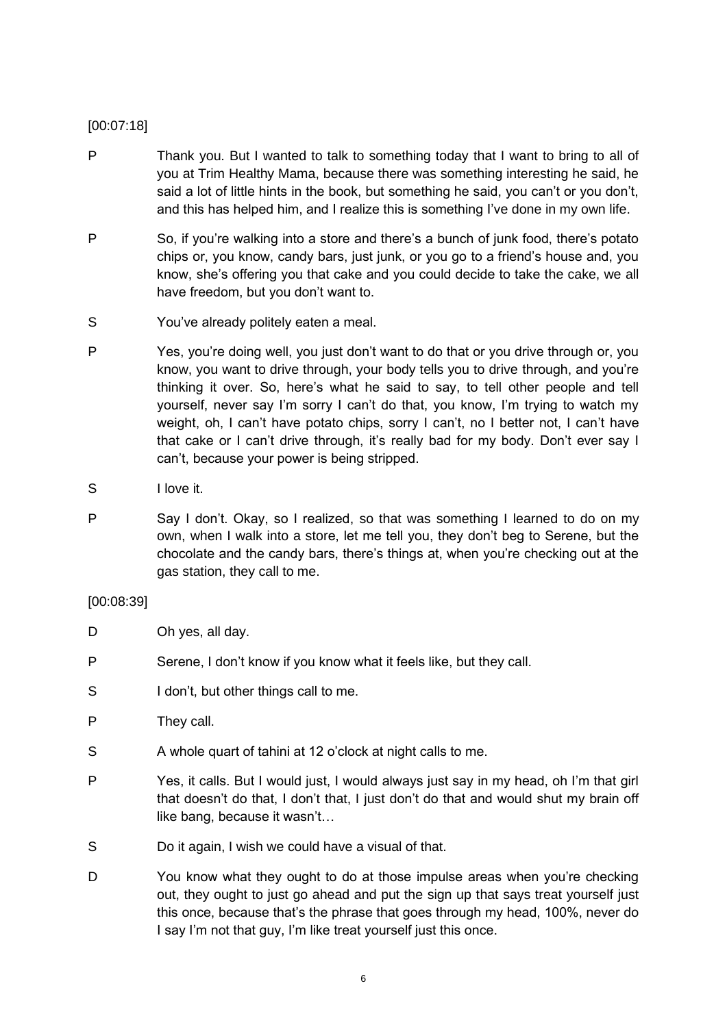[00:07:18]

P Thank you. But I wanted to talk to something today that I want to bring to all of you at Trim Healthy Mama, because there was something interesting he said, he said a lot of little hints in the book, but something he said, you can't or you don't, and this has helped him, and I realize this is something I've done in my own life.

P So, if you're walking into a store and there's a bunch of junk food, there's potato chips or, you know, candy bars, just junk, or you go to a friend's house and, you know, she's offering you that cake and you could decide to take the cake, we all have freedom, but you don't want to.

S You've already politely eaten a meal.

P Yes, you're doing well, you just don't want to do that or you drive through or, you know, you want to drive through, your body tells you to drive through, and you're thinking it over. So, here's what he said to say, to tell other people and tell yourself, never say I'm sorry I can't do that, you know, I'm trying to watch my weight, oh, I can't have potato chips, sorry I can't, no I better not, I can't have that cake or I can't drive through, it's really bad for my body. Don't ever say I can't, because your power is being stripped.

S I love it.

P Say I don't. Okay, so I realized, so that was something I learned to do on my own, when I walk into a store, let me tell you, they don't beg to Serene, but the chocolate and the candy bars, there's things at, when you're checking out at the gas station, they call to me.

[00:08:39]

D Oh yes, all day.

P Serene, I don't know if you know what it feels like, but they call.

S I don't, but other things call to me.

P They call.

S A whole quart of tahini at 12 o'clock at night calls to me.

P Yes, it calls. But I would just, I would always just say in my head, oh I'm that girl that doesn't do that, I don't that, I just don't do that and would shut my brain off like bang, because it wasn't…

S Do it again, I wish we could have a visual of that.

D You know what they ought to do at those impulse areas when you're checking out, they ought to just go ahead and put the sign up that says treat yourself just this once, because that's the phrase that goes through my head, 100%, never do I say I'm not that guy, I'm like treat yourself just this once.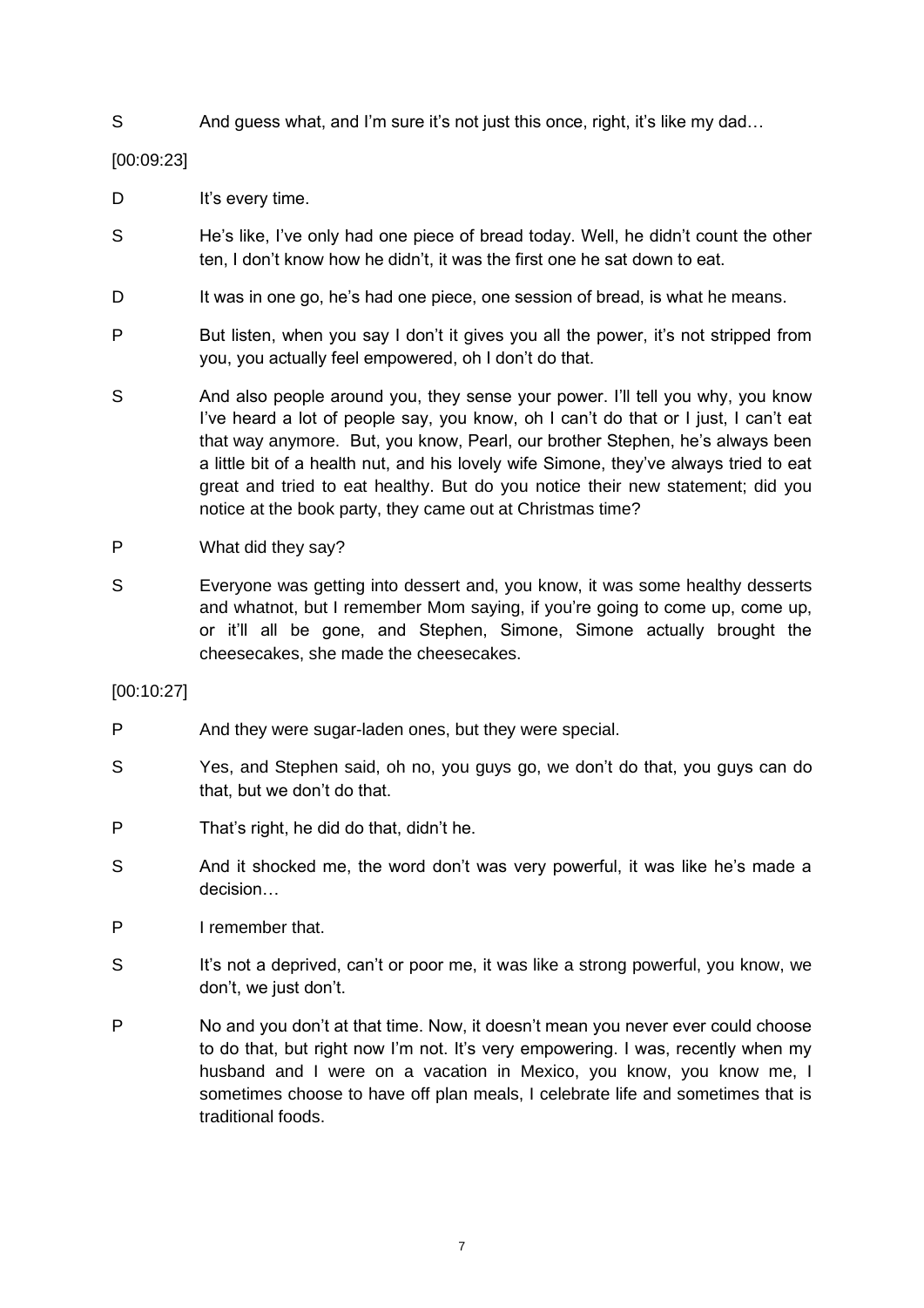S	And guess what, and I'm sure it's not just this once, right, it's like my dad…

[00:09:23]

D	It's every time.

S	He's like, I've only had one piece of bread today. Well, he didn't count the other ten, I don't know how he didn't, it was the first one he sat down to eat.

D	It was in one go, he's had one piece, one session of bread, is what he means.

P	But listen, when you say I don't it gives you all the power, it's not stripped from you, you actually feel empowered, oh I don't do that.

S	And also people around you, they sense your power. I'll tell you why, you know I've heard a lot of people say, you know, oh I can't do that or I just, I can't eat that way anymore. But, you know, Pearl, our brother Stephen, he's always been a little bit of a health nut, and his lovely wife Simone, they've always tried to eat great and tried to eat healthy. But do you notice their new statement; did you notice at the book party, they came out at Christmas time?

P	What did they say?

S	Everyone was getting into dessert and, you know, it was some healthy desserts and whatnot, but I remember Mom saying, if you're going to come up, come up, or it'll all be gone, and Stephen, Simone, Simone actually brought the cheesecakes, she made the cheesecakes.

[00:10:27]

P	And they were sugar-laden ones, but they were special.

S	Yes, and Stephen said, oh no, you guys go, we don't do that, you guys can do that, but we don't do that.

P	That's right, he did do that, didn't he.

S	And it shocked me, the word don't was very powerful, it was like he's made a decision…

P	I remember that.

S	It's not a deprived, can't or poor me, it was like a strong powerful, you know, we don't, we just don't.

P	No and you don't at that time. Now, it doesn't mean you never ever could choose to do that, but right now I'm not. It's very empowering. I was, recently when my husband and I were on a vacation in Mexico, you know, you know me, I sometimes choose to have off plan meals, I celebrate life and sometimes that is traditional foods.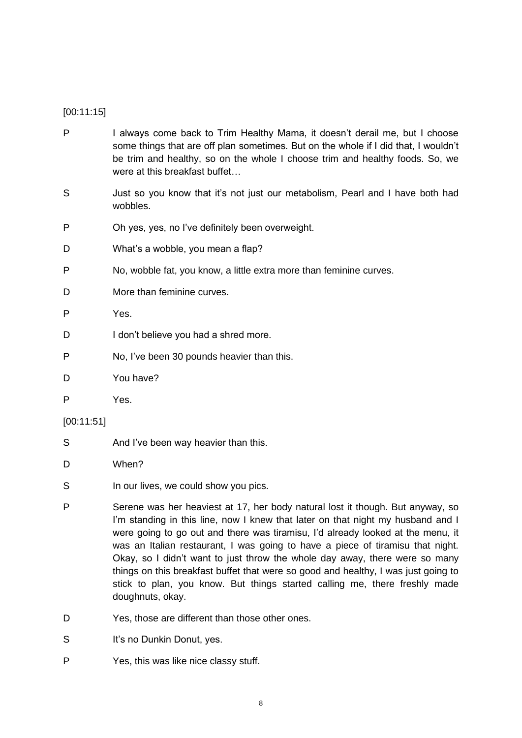[00:11:15]

P I always come back to Trim Healthy Mama, it doesn't derail me, but I choose some things that are off plan sometimes. But on the whole if I did that, I wouldn't be trim and healthy, so on the whole I choose trim and healthy foods. So, we were at this breakfast buffet…

S Just so you know that it's not just our metabolism, Pearl and I have both had wobbles.

P Oh yes, yes, no I've definitely been overweight.

D What's a wobble, you mean a flap?

P No, wobble fat, you know, a little extra more than feminine curves.

D More than feminine curves.

P Yes.

D I don't believe you had a shred more.

P No, I've been 30 pounds heavier than this.

D You have?

P Yes.

[00:11:51]

S And I've been way heavier than this.

D When?

S In our lives, we could show you pics.

P Serene was her heaviest at 17, her body natural lost it though. But anyway, so I'm standing in this line, now I knew that later on that night my husband and I were going to go out and there was tiramisu, I'd already looked at the menu, it was an Italian restaurant, I was going to have a piece of tiramisu that night. Okay, so I didn't want to just throw the whole day away, there were so many things on this breakfast buffet that were so good and healthy, I was just going to stick to plan, you know. But things started calling me, there freshly made doughnuts, okay.

D Yes, those are different than those other ones.

S It's no Dunkin Donut, yes.

P Yes, this was like nice classy stuff.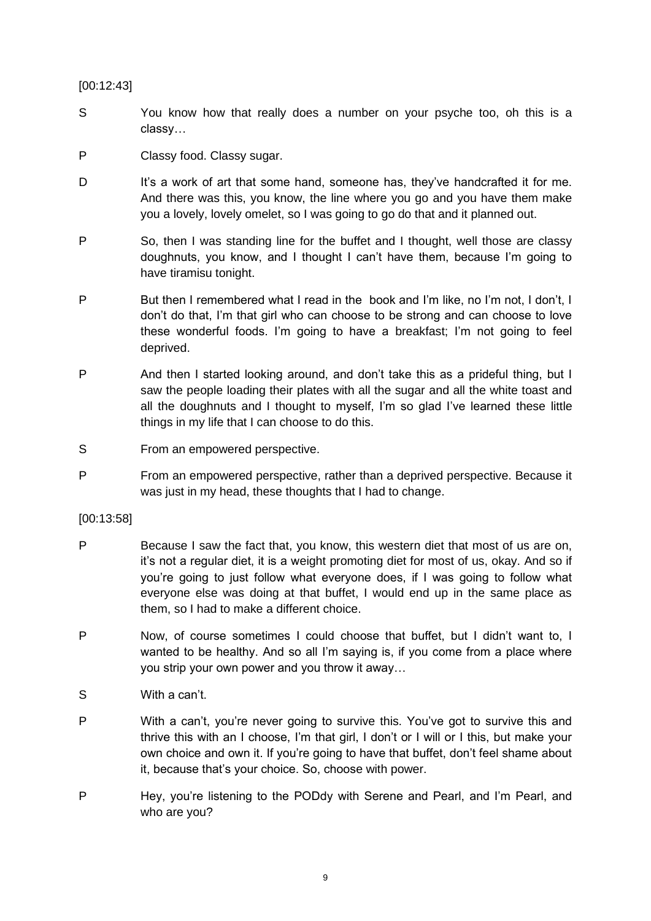[00:12:43]

S You know how that really does a number on your psyche too, oh this is a classy…

P Classy food. Classy sugar.

D It's a work of art that some hand, someone has, they've handcrafted it for me. And there was this, you know, the line where you go and you have them make you a lovely, lovely omelet, so I was going to go do that and it planned out.

P So, then I was standing line for the buffet and I thought, well those are classy doughnuts, you know, and I thought I can't have them, because I'm going to have tiramisu tonight.

P But then I remembered what I read in the book and I'm like, no I'm not, I don't, I don't do that, I'm that girl who can choose to be strong and can choose to love these wonderful foods. I'm going to have a breakfast; I'm not going to feel deprived.

P And then I started looking around, and don't take this as a prideful thing, but I saw the people loading their plates with all the sugar and all the white toast and all the doughnuts and I thought to myself, I'm so glad I've learned these little things in my life that I can choose to do this.

S From an empowered perspective.

P From an empowered perspective, rather than a deprived perspective. Because it was just in my head, these thoughts that I had to change.

[00:13:58]

P Because I saw the fact that, you know, this western diet that most of us are on, it's not a regular diet, it is a weight promoting diet for most of us, okay. And so if you're going to just follow what everyone does, if I was going to follow what everyone else was doing at that buffet, I would end up in the same place as them, so I had to make a different choice.

P Now, of course sometimes I could choose that buffet, but I didn't want to, I wanted to be healthy. And so all I'm saying is, if you come from a place where you strip your own power and you throw it away…

S With a can't.

P With a can't, you're never going to survive this. You've got to survive this and thrive this with an I choose, I'm that girl, I don't or I will or I this, but make your own choice and own it. If you're going to have that buffet, don't feel shame about it, because that's your choice. So, choose with power.

P Hey, you're listening to the PODdy with Serene and Pearl, and I'm Pearl, and who are you?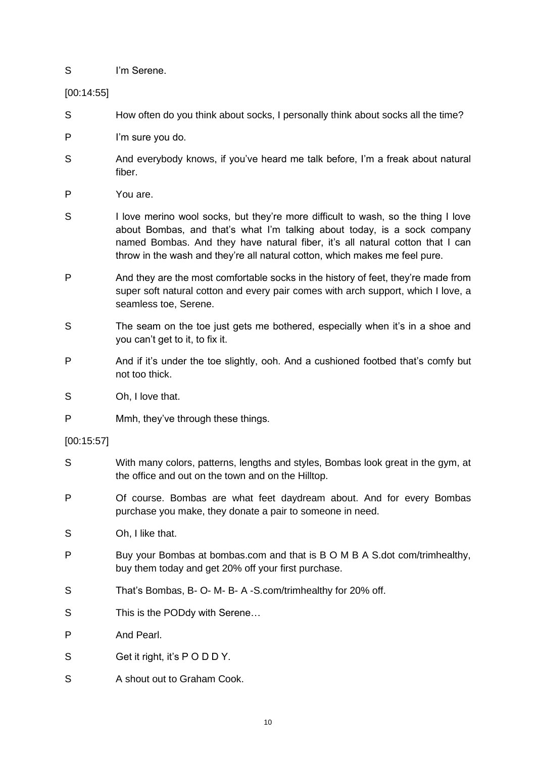S I'm Serene.

[00:14:55]

S How often do you think about socks, I personally think about socks all the time?

P I'm sure you do.

S And everybody knows, if you've heard me talk before, I'm a freak about natural fiber.

P You are.

S I love merino wool socks, but they're more difficult to wash, so the thing I love about Bombas, and that's what I'm talking about today, is a sock company named Bombas. And they have natural fiber, it's all natural cotton that I can throw in the wash and they're all natural cotton, which makes me feel pure.

P And they are the most comfortable socks in the history of feet, they're made from super soft natural cotton and every pair comes with arch support, which I love, a seamless toe, Serene.

S The seam on the toe just gets me bothered, especially when it's in a shoe and you can't get to it, to fix it.

P And if it's under the toe slightly, ooh. And a cushioned footbed that's comfy but not too thick.

S Oh, I love that.

P Mmh, they've through these things.

[00:15:57]

S With many colors, patterns, lengths and styles, Bombas look great in the gym, at the office and out on the town and on the Hilltop.

P Of course. Bombas are what feet daydream about. And for every Bombas purchase you make, they donate a pair to someone in need.

S Oh, I like that.

P Buy your Bombas at bombas.com and that is B O M B A S.dot com/trimhealthy, buy them today and get 20% off your first purchase.

S That's Bombas, B- O- M- B- A -S.com/trimhealthy for 20% off.

S This is the PODdy with Serene…

P And Pearl.

S Get it right, it's P O D D Y.

S A shout out to Graham Cook.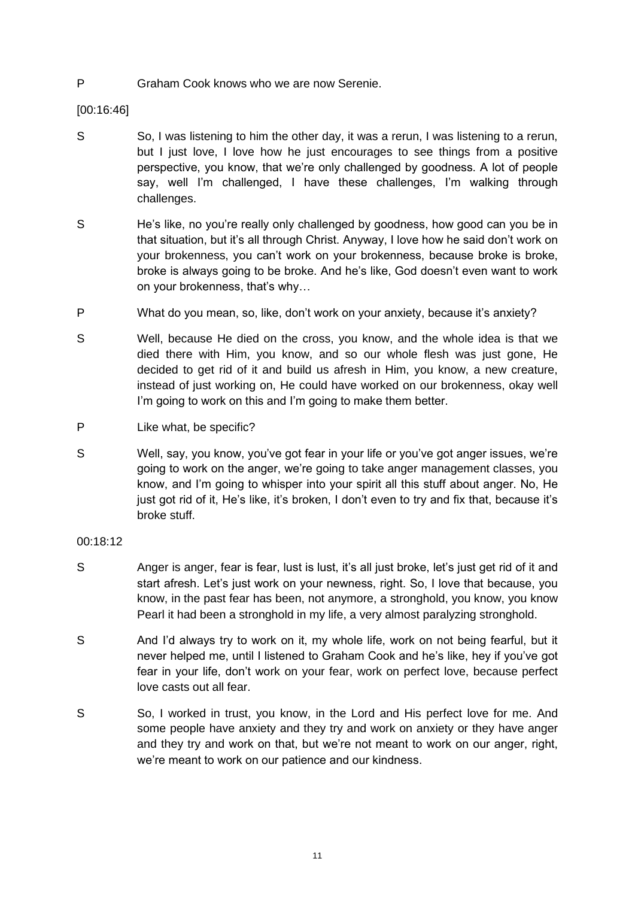P Graham Cook knows who we are now Serenie.

[00:16:46]

S So, I was listening to him the other day, it was a rerun, I was listening to a rerun, but I just love, I love how he just encourages to see things from a positive perspective, you know, that we're only challenged by goodness. A lot of people say, well I'm challenged, I have these challenges, I'm walking through challenges.

S He's like, no you're really only challenged by goodness, how good can you be in that situation, but it's all through Christ. Anyway, I love how he said don't work on your brokenness, you can't work on your brokenness, because broke is broke, broke is always going to be broke. And he's like, God doesn't even want to work on your brokenness, that's why…

P What do you mean, so, like, don't work on your anxiety, because it's anxiety?

S Well, because He died on the cross, you know, and the whole idea is that we died there with Him, you know, and so our whole flesh was just gone, He decided to get rid of it and build us afresh in Him, you know, a new creature, instead of just working on, He could have worked on our brokenness, okay well I'm going to work on this and I'm going to make them better.

P Like what, be specific?

S Well, say, you know, you've got fear in your life or you've got anger issues, we're going to work on the anger, we're going to take anger management classes, you know, and I'm going to whisper into your spirit all this stuff about anger. No, He just got rid of it, He's like, it's broken, I don't even to try and fix that, because it's broke stuff.

00:18:12

S Anger is anger, fear is fear, lust is lust, it's all just broke, let's just get rid of it and start afresh. Let's just work on your newness, right. So, I love that because, you know, in the past fear has been, not anymore, a stronghold, you know, you know Pearl it had been a stronghold in my life, a very almost paralyzing stronghold.

S And I'd always try to work on it, my whole life, work on not being fearful, but it never helped me, until I listened to Graham Cook and he's like, hey if you've got fear in your life, don't work on your fear, work on perfect love, because perfect love casts out all fear.

S So, I worked in trust, you know, in the Lord and His perfect love for me. And some people have anxiety and they try and work on anxiety or they have anger and they try and work on that, but we're not meant to work on our anger, right, we're meant to work on our patience and our kindness.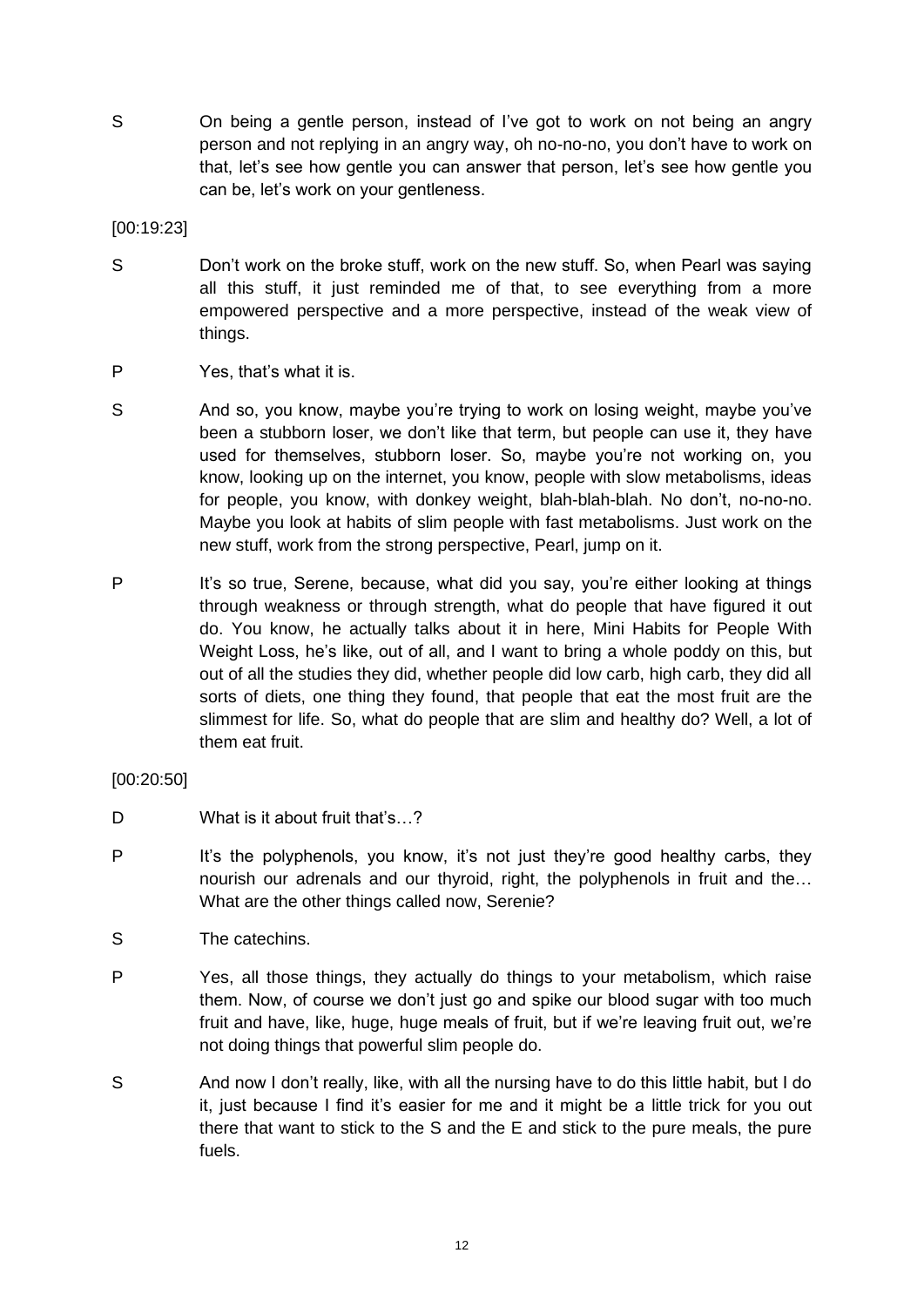S On being a gentle person, instead of I've got to work on not being an angry person and not replying in an angry way, oh no-no-no, you don't have to work on that, let's see how gentle you can answer that person, let's see how gentle you can be, let's work on your gentleness.

[00:19:23]

S Don't work on the broke stuff, work on the new stuff. So, when Pearl was saying all this stuff, it just reminded me of that, to see everything from a more empowered perspective and a more perspective, instead of the weak view of things.

P Yes, that's what it is.

S And so, you know, maybe you're trying to work on losing weight, maybe you've been a stubborn loser, we don't like that term, but people can use it, they have used for themselves, stubborn loser. So, maybe you're not working on, you know, looking up on the internet, you know, people with slow metabolisms, ideas for people, you know, with donkey weight, blah-blah-blah. No don't, no-no-no. Maybe you look at habits of slim people with fast metabolisms. Just work on the new stuff, work from the strong perspective, Pearl, jump on it.

P It's so true, Serene, because, what did you say, you're either looking at things through weakness or through strength, what do people that have figured it out do. You know, he actually talks about it in here, Mini Habits for People With Weight Loss, he's like, out of all, and I want to bring a whole poddy on this, but out of all the studies they did, whether people did low carb, high carb, they did all sorts of diets, one thing they found, that people that eat the most fruit are the slimmest for life. So, what do people that are slim and healthy do? Well, a lot of them eat fruit.

[00:20:50]

D What is it about fruit that's…?

P It's the polyphenols, you know, it's not just they're good healthy carbs, they nourish our adrenals and our thyroid, right, the polyphenols in fruit and the… What are the other things called now, Serenie?

S The catechins.

P Yes, all those things, they actually do things to your metabolism, which raise them. Now, of course we don't just go and spike our blood sugar with too much fruit and have, like, huge, huge meals of fruit, but if we're leaving fruit out, we're not doing things that powerful slim people do.

S And now I don't really, like, with all the nursing have to do this little habit, but I do it, just because I find it's easier for me and it might be a little trick for you out there that want to stick to the S and the E and stick to the pure meals, the pure fuels.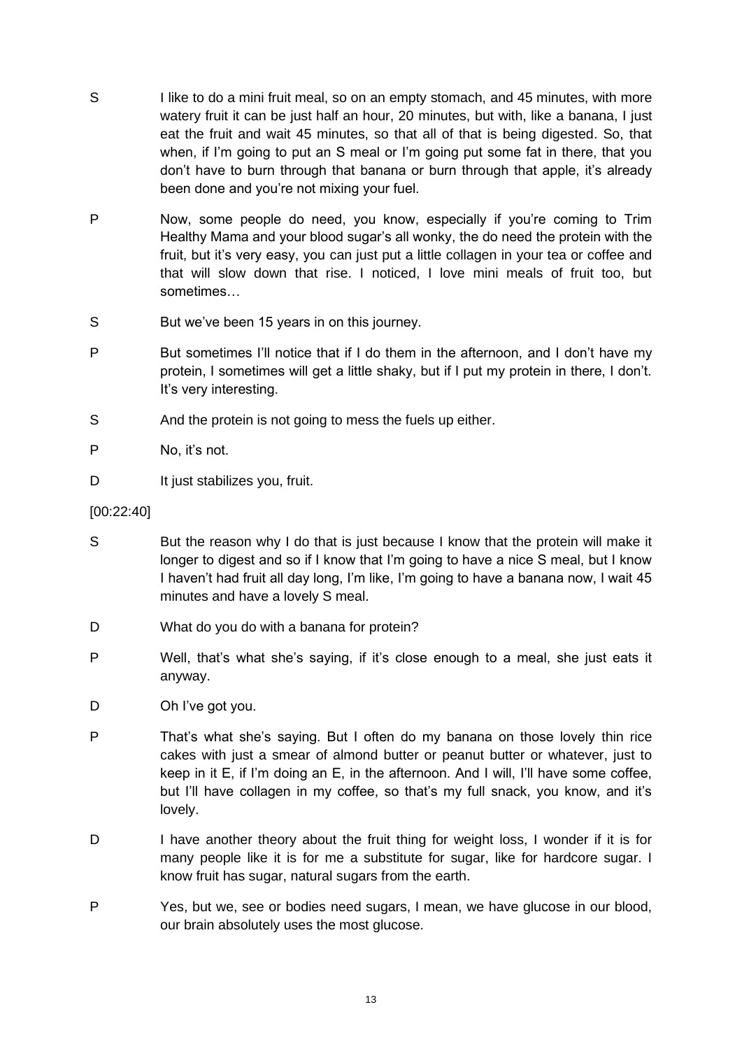S I like to do a mini fruit meal, so on an empty stomach, and 45 minutes, with more watery fruit it can be just half an hour, 20 minutes, but with, like a banana, I just eat the fruit and wait 45 minutes, so that all of that is being digested. So, that when, if I'm going to put an S meal or I'm going put some fat in there, that you don't have to burn through that banana or burn through that apple, it's already been done and you're not mixing your fuel.

P Now, some people do need, you know, especially if you're coming to Trim Healthy Mama and your blood sugar's all wonky, the do need the protein with the fruit, but it's very easy, you can just put a little collagen in your tea or coffee and that will slow down that rise. I noticed, I love mini meals of fruit too, but sometimes…

S But we've been 15 years in on this journey.

P But sometimes I'll notice that if I do them in the afternoon, and I don't have my protein, I sometimes will get a little shaky, but if I put my protein in there, I don't. It's very interesting.

S And the protein is not going to mess the fuels up either.

P No, it's not.

D It just stabilizes you, fruit.

[00:22:40]

S But the reason why I do that is just because I know that the protein will make it longer to digest and so if I know that I'm going to have a nice S meal, but I know I haven't had fruit all day long, I'm like, I'm going to have a banana now, I wait 45 minutes and have a lovely S meal.

D What do you do with a banana for protein?

P Well, that's what she's saying, if it's close enough to a meal, she just eats it anyway.

D Oh I've got you.

P That's what she's saying. But I often do my banana on those lovely thin rice cakes with just a smear of almond butter or peanut butter or whatever, just to keep in it E, if I'm doing an E, in the afternoon. And I will, I'll have some coffee, but I'll have collagen in my coffee, so that's my full snack, you know, and it's lovely.

D I have another theory about the fruit thing for weight loss, I wonder if it is for many people like it is for me a substitute for sugar, like for hardcore sugar. I know fruit has sugar, natural sugars from the earth.

P Yes, but we, see or bodies need sugars, I mean, we have glucose in our blood, our brain absolutely uses the most glucose.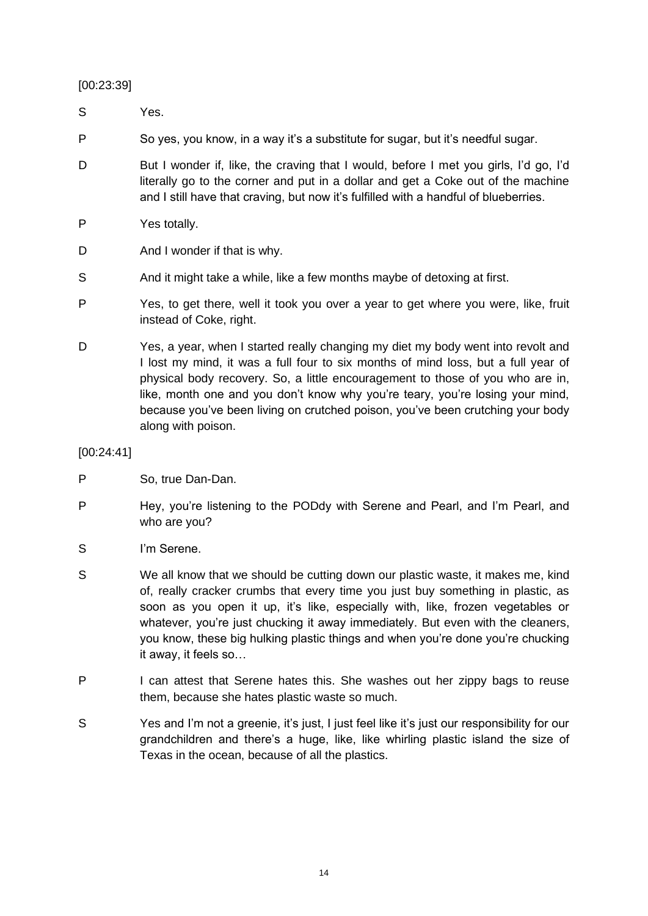[00:23:39]

S Yes.

P So yes, you know, in a way it's a substitute for sugar, but it's needful sugar.

D But I wonder if, like, the craving that I would, before I met you girls, I'd go, I'd literally go to the corner and put in a dollar and get a Coke out of the machine and I still have that craving, but now it's fulfilled with a handful of blueberries.

P Yes totally.

D And I wonder if that is why.

S And it might take a while, like a few months maybe of detoxing at first.

P Yes, to get there, well it took you over a year to get where you were, like, fruit instead of Coke, right.

D Yes, a year, when I started really changing my diet my body went into revolt and I lost my mind, it was a full four to six months of mind loss, but a full year of physical body recovery. So, a little encouragement to those of you who are in, like, month one and you don't know why you're teary, you're losing your mind, because you've been living on crutched poison, you've been crutching your body along with poison.

[00:24:41]

P So, true Dan-Dan.

P Hey, you're listening to the PODdy with Serene and Pearl, and I'm Pearl, and who are you?

S I'm Serene.

S We all know that we should be cutting down our plastic waste, it makes me, kind of, really cracker crumbs that every time you just buy something in plastic, as soon as you open it up, it's like, especially with, like, frozen vegetables or whatever, you're just chucking it away immediately. But even with the cleaners, you know, these big hulking plastic things and when you're done you're chucking it away, it feels so…

P I can attest that Serene hates this. She washes out her zippy bags to reuse them, because she hates plastic waste so much.

S Yes and I'm not a greenie, it's just, I just feel like it's just our responsibility for our grandchildren and there's a huge, like, like whirling plastic island the size of Texas in the ocean, because of all the plastics.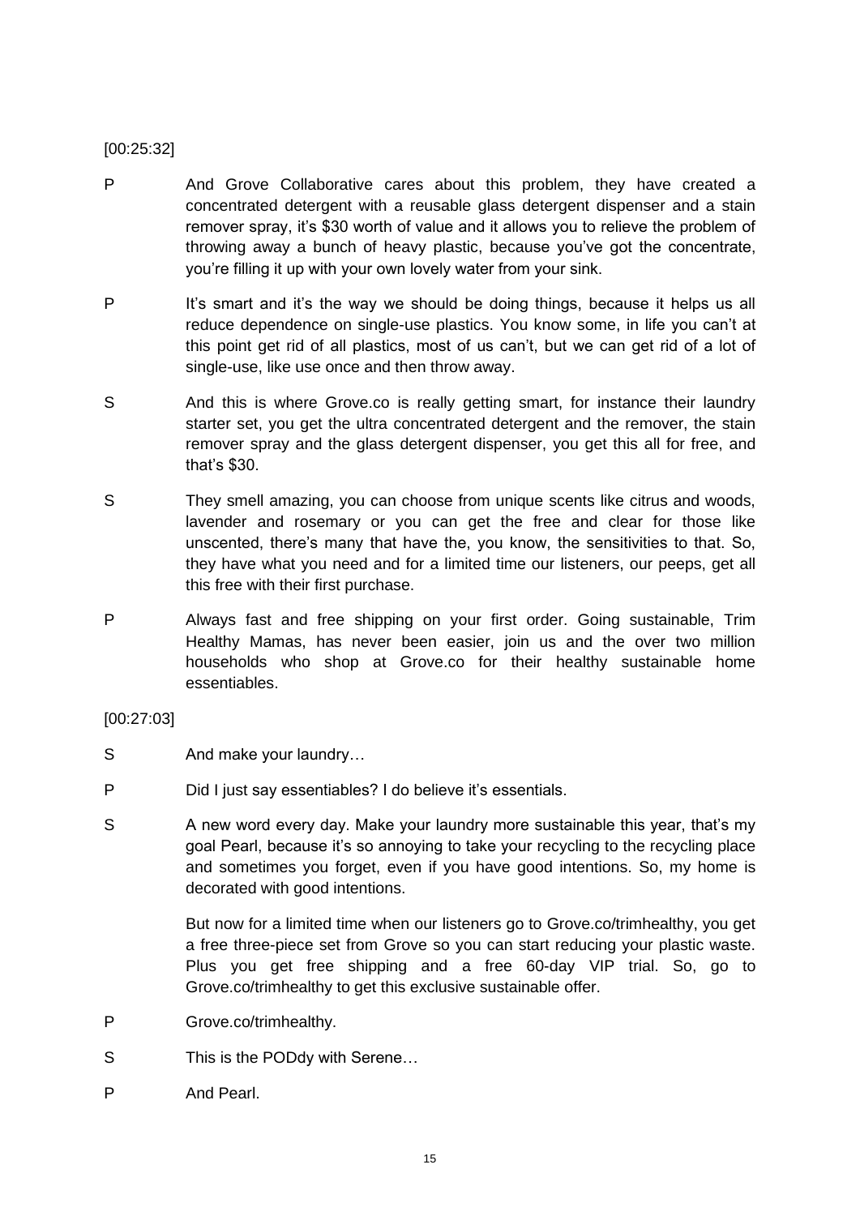[00:25:32]

P And Grove Collaborative cares about this problem, they have created a concentrated detergent with a reusable glass detergent dispenser and a stain remover spray, it's $30 worth of value and it allows you to relieve the problem of throwing away a bunch of heavy plastic, because you've got the concentrate, you're filling it up with your own lovely water from your sink.

P It's smart and it's the way we should be doing things, because it helps us all reduce dependence on single-use plastics. You know some, in life you can't at this point get rid of all plastics, most of us can't, but we can get rid of a lot of single-use, like use once and then throw away.

S And this is where Grove.co is really getting smart, for instance their laundry starter set, you get the ultra concentrated detergent and the remover, the stain remover spray and the glass detergent dispenser, you get this all for free, and that's $30.

S They smell amazing, you can choose from unique scents like citrus and woods, lavender and rosemary or you can get the free and clear for those like unscented, there's many that have the, you know, the sensitivities to that. So, they have what you need and for a limited time our listeners, our peeps, get all this free with their first purchase.

P Always fast and free shipping on your first order. Going sustainable, Trim Healthy Mamas, has never been easier, join us and the over two million households who shop at Grove.co for their healthy sustainable home essentiables.

[00:27:03]

S And make your laundry…

P Did I just say essentiables? I do believe it's essentials.

S A new word every day. Make your laundry more sustainable this year, that's my goal Pearl, because it's so annoying to take your recycling to the recycling place and sometimes you forget, even if you have good intentions. So, my home is decorated with good intentions.

But now for a limited time when our listeners go to Grove.co/trimhealthy, you get a free three-piece set from Grove so you can start reducing your plastic waste. Plus you get free shipping and a free 60-day VIP trial. So, go to Grove.co/trimhealthy to get this exclusive sustainable offer.

P Grove.co/trimhealthy.

S This is the PODdy with Serene…

P And Pearl.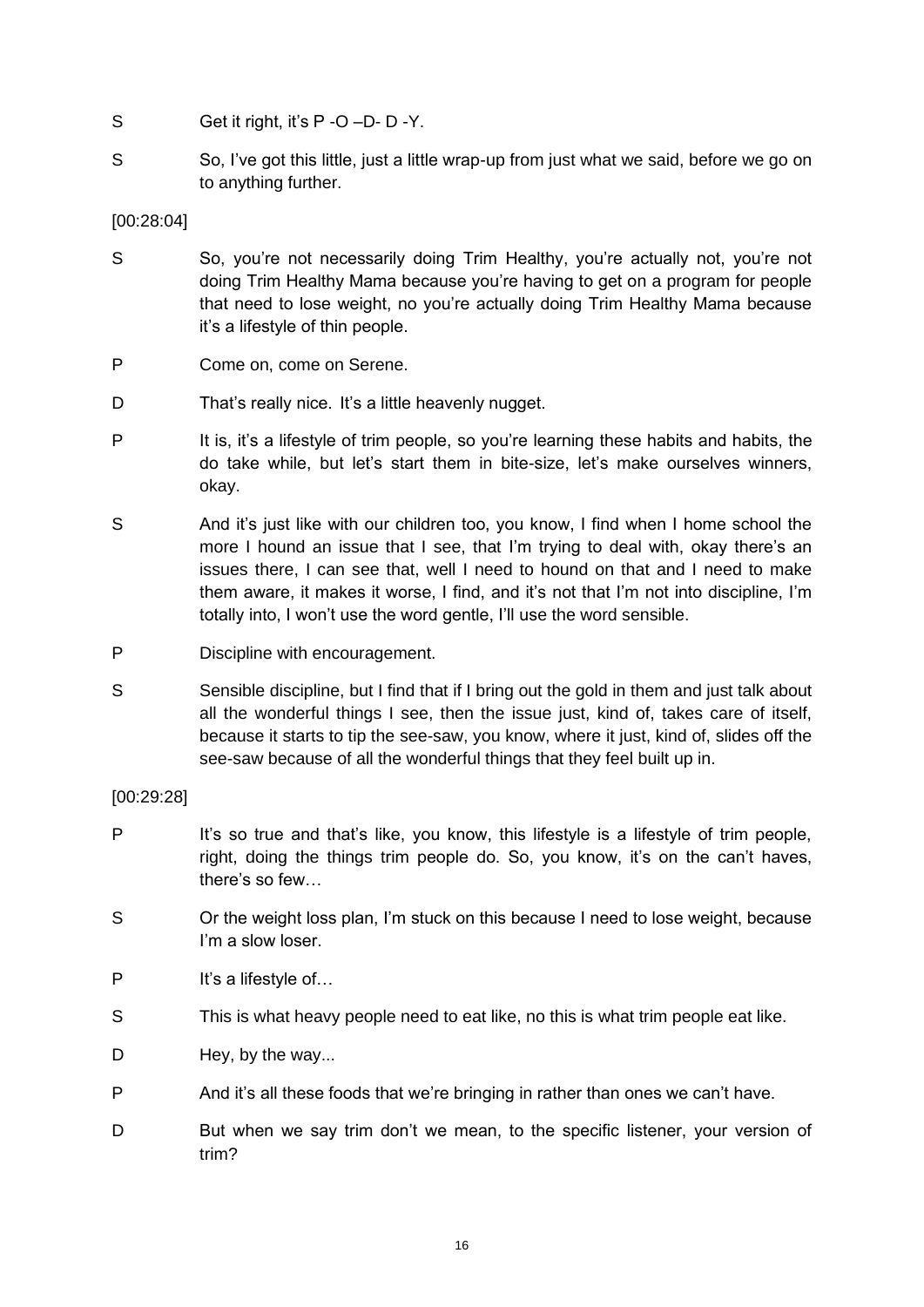S Get it right, it's P -O –D- D -Y.

S So, I've got this little, just a little wrap-up from just what we said, before we go on to anything further.

[00:28:04]

S So, you're not necessarily doing Trim Healthy, you're actually not, you're not doing Trim Healthy Mama because you're having to get on a program for people that need to lose weight, no you're actually doing Trim Healthy Mama because it's a lifestyle of thin people.

P Come on, come on Serene.

D That's really nice. It's a little heavenly nugget.

P It is, it's a lifestyle of trim people, so you're learning these habits and habits, the do take while, but let's start them in bite-size, let's make ourselves winners, okay.

S And it's just like with our children too, you know, I find when I home school the more I hound an issue that I see, that I'm trying to deal with, okay there's an issues there, I can see that, well I need to hound on that and I need to make them aware, it makes it worse, I find, and it's not that I'm not into discipline, I'm totally into, I won't use the word gentle, I'll use the word sensible.

P Discipline with encouragement.

S Sensible discipline, but I find that if I bring out the gold in them and just talk about all the wonderful things I see, then the issue just, kind of, takes care of itself, because it starts to tip the see-saw, you know, where it just, kind of, slides off the see-saw because of all the wonderful things that they feel built up in.

[00:29:28]

P It's so true and that's like, you know, this lifestyle is a lifestyle of trim people, right, doing the things trim people do. So, you know, it's on the can't haves, there's so few…

S Or the weight loss plan, I'm stuck on this because I need to lose weight, because I'm a slow loser.

P It's a lifestyle of…

S This is what heavy people need to eat like, no this is what trim people eat like.

D Hey, by the way...

P And it's all these foods that we're bringing in rather than ones we can't have.

D But when we say trim don't we mean, to the specific listener, your version of trim?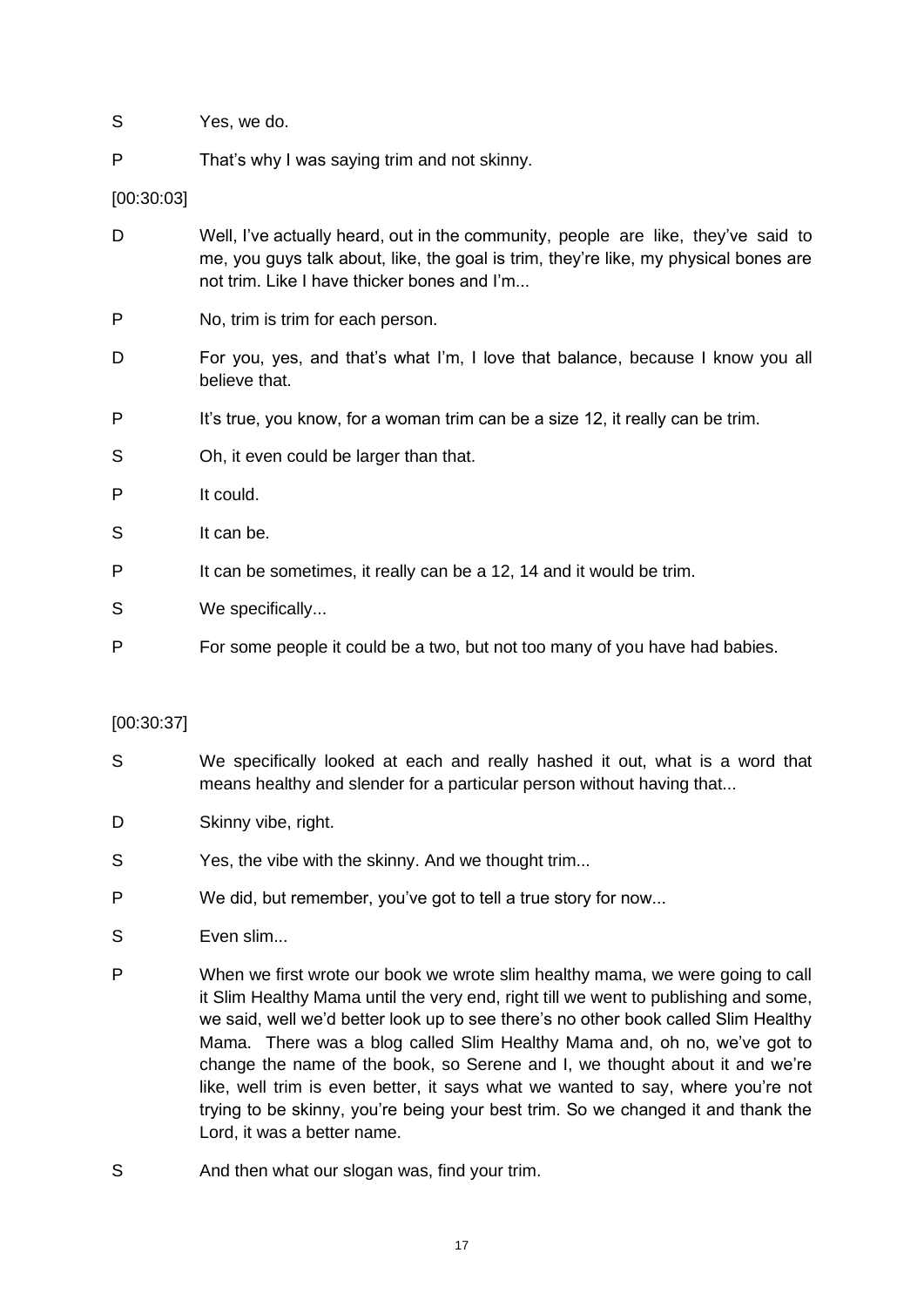S Yes, we do.

P That's why I was saying trim and not skinny.

[00:30:03]

D Well, I've actually heard, out in the community, people are like, they've said to me, you guys talk about, like, the goal is trim, they're like, my physical bones are not trim. Like I have thicker bones and I'm...

P No, trim is trim for each person.

D For you, yes, and that's what I'm, I love that balance, because I know you all believe that.

P It's true, you know, for a woman trim can be a size 12, it really can be trim.

S Oh, it even could be larger than that.

P It could.

S It can be.

P It can be sometimes, it really can be a 12, 14 and it would be trim.

S We specifically...

P For some people it could be a two, but not too many of you have had babies.

[00:30:37]

S We specifically looked at each and really hashed it out, what is a word that means healthy and slender for a particular person without having that...

D Skinny vibe, right.

S Yes, the vibe with the skinny. And we thought trim...

P We did, but remember, you've got to tell a true story for now...

S Even slim...

P When we first wrote our book we wrote slim healthy mama, we were going to call it Slim Healthy Mama until the very end, right till we went to publishing and some, we said, well we'd better look up to see there's no other book called Slim Healthy Mama. There was a blog called Slim Healthy Mama and, oh no, we've got to change the name of the book, so Serene and I, we thought about it and we're like, well trim is even better, it says what we wanted to say, where you're not trying to be skinny, you're being your best trim. So we changed it and thank the Lord, it was a better name.

S And then what our slogan was, find your trim.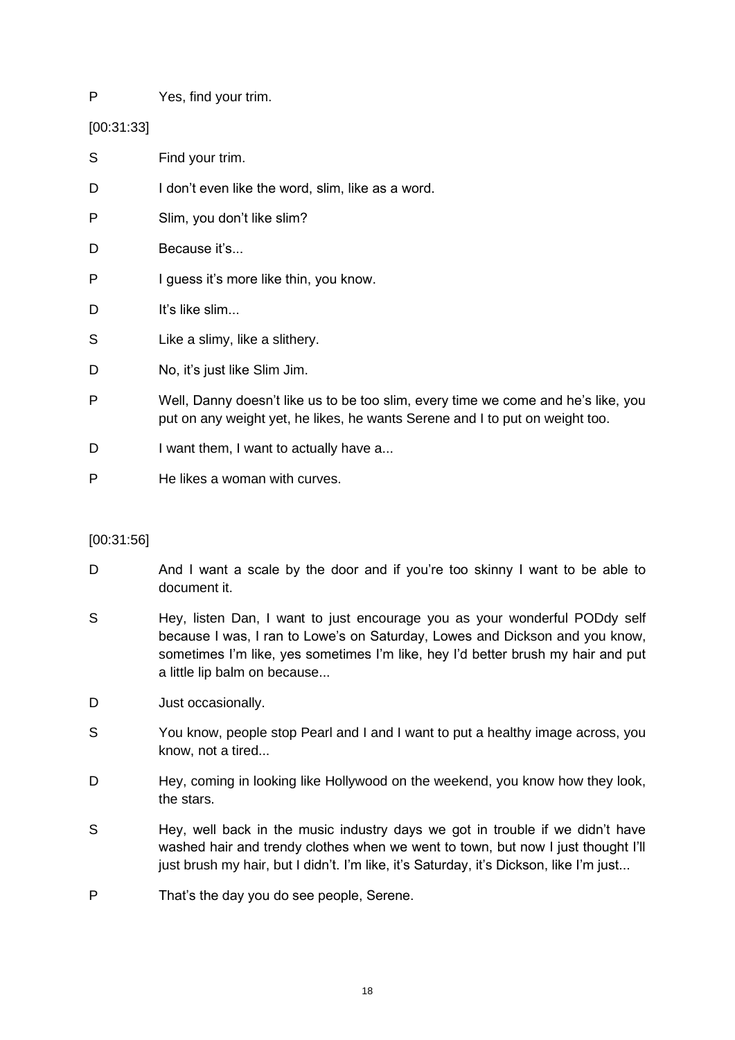P Yes, find your trim.

[00:31:33]

S Find your trim.

D I don't even like the word, slim, like as a word.

P Slim, you don't like slim?

D Because it's...

P I guess it's more like thin, you know.

D It's like slim...

S Like a slimy, like a slithery.

D No, it's just like Slim Jim.

P Well, Danny doesn't like us to be too slim, every time we come and he's like, you put on any weight yet, he likes, he wants Serene and I to put on weight too.

D I want them, I want to actually have a...

P He likes a woman with curves.

[00:31:56]

D And I want a scale by the door and if you're too skinny I want to be able to document it.

S Hey, listen Dan, I want to just encourage you as your wonderful PODdy self because I was, I ran to Lowe's on Saturday, Lowes and Dickson and you know, sometimes I'm like, yes sometimes I'm like, hey I'd better brush my hair and put a little lip balm on because...

D Just occasionally.

S You know, people stop Pearl and I and I want to put a healthy image across, you know, not a tired...

D Hey, coming in looking like Hollywood on the weekend, you know how they look, the stars.

S Hey, well back in the music industry days we got in trouble if we didn't have washed hair and trendy clothes when we went to town, but now I just thought I'll just brush my hair, but I didn't. I'm like, it's Saturday, it's Dickson, like I'm just...

P That's the day you do see people, Serene.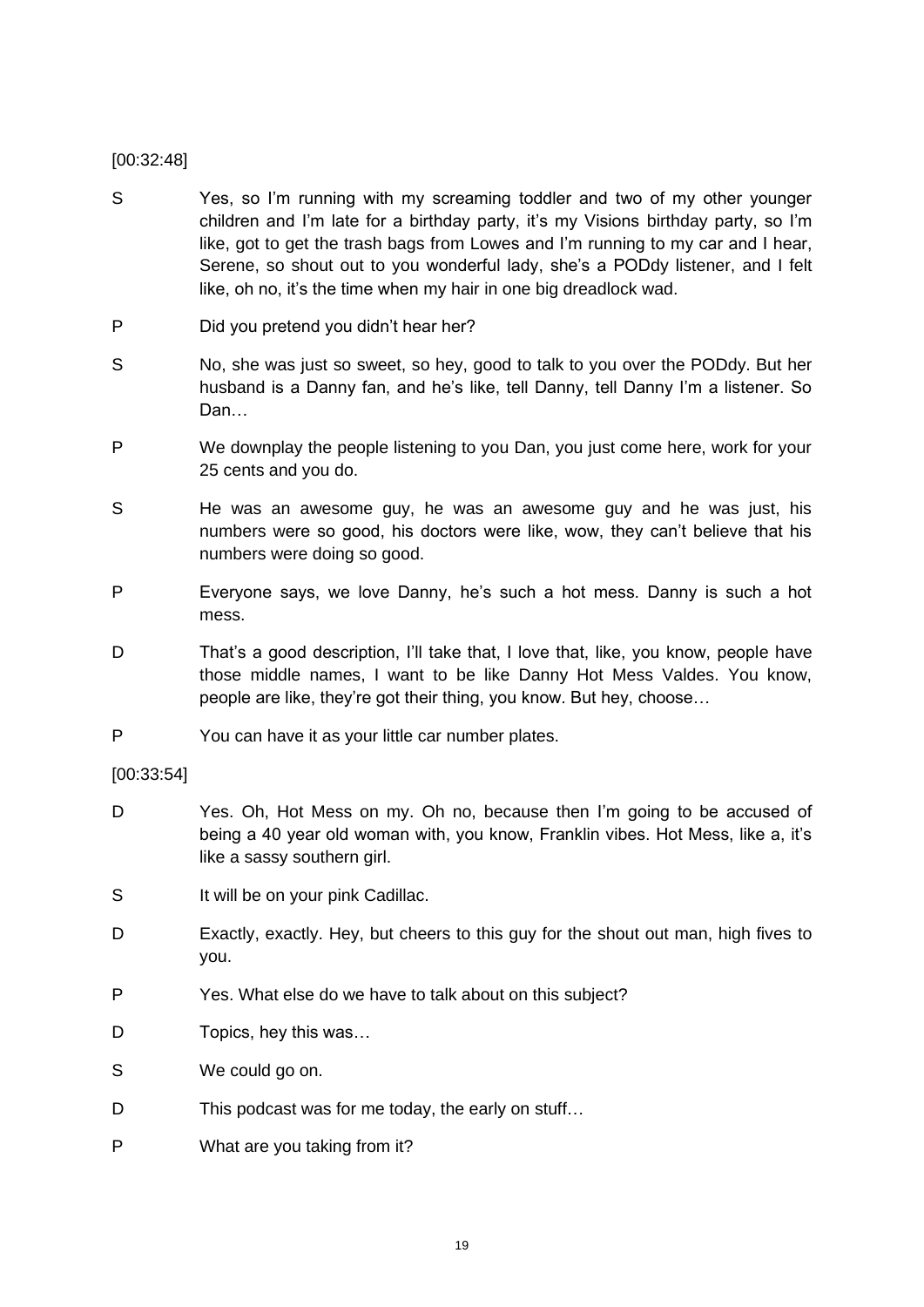[00:32:48]

S Yes, so I'm running with my screaming toddler and two of my other younger children and I'm late for a birthday party, it's my Visions birthday party, so I'm like, got to get the trash bags from Lowes and I'm running to my car and I hear, Serene, so shout out to you wonderful lady, she's a PODdy listener, and I felt like, oh no, it's the time when my hair in one big dreadlock wad.

P Did you pretend you didn't hear her?

S No, she was just so sweet, so hey, good to talk to you over the PODdy. But her husband is a Danny fan, and he's like, tell Danny, tell Danny I'm a listener. So Dan…

P We downplay the people listening to you Dan, you just come here, work for your 25 cents and you do.

S He was an awesome guy, he was an awesome guy and he was just, his numbers were so good, his doctors were like, wow, they can't believe that his numbers were doing so good.

P Everyone says, we love Danny, he's such a hot mess. Danny is such a hot mess.

D That's a good description, I'll take that, I love that, like, you know, people have those middle names, I want to be like Danny Hot Mess Valdes. You know, people are like, they're got their thing, you know. But hey, choose…

P You can have it as your little car number plates.

[00:33:54]

D Yes. Oh, Hot Mess on my. Oh no, because then I'm going to be accused of being a 40 year old woman with, you know, Franklin vibes. Hot Mess, like a, it's like a sassy southern girl.

S It will be on your pink Cadillac.

D Exactly, exactly. Hey, but cheers to this guy for the shout out man, high fives to you.

P Yes. What else do we have to talk about on this subject?

D Topics, hey this was…

S We could go on.

D This podcast was for me today, the early on stuff…

P What are you taking from it?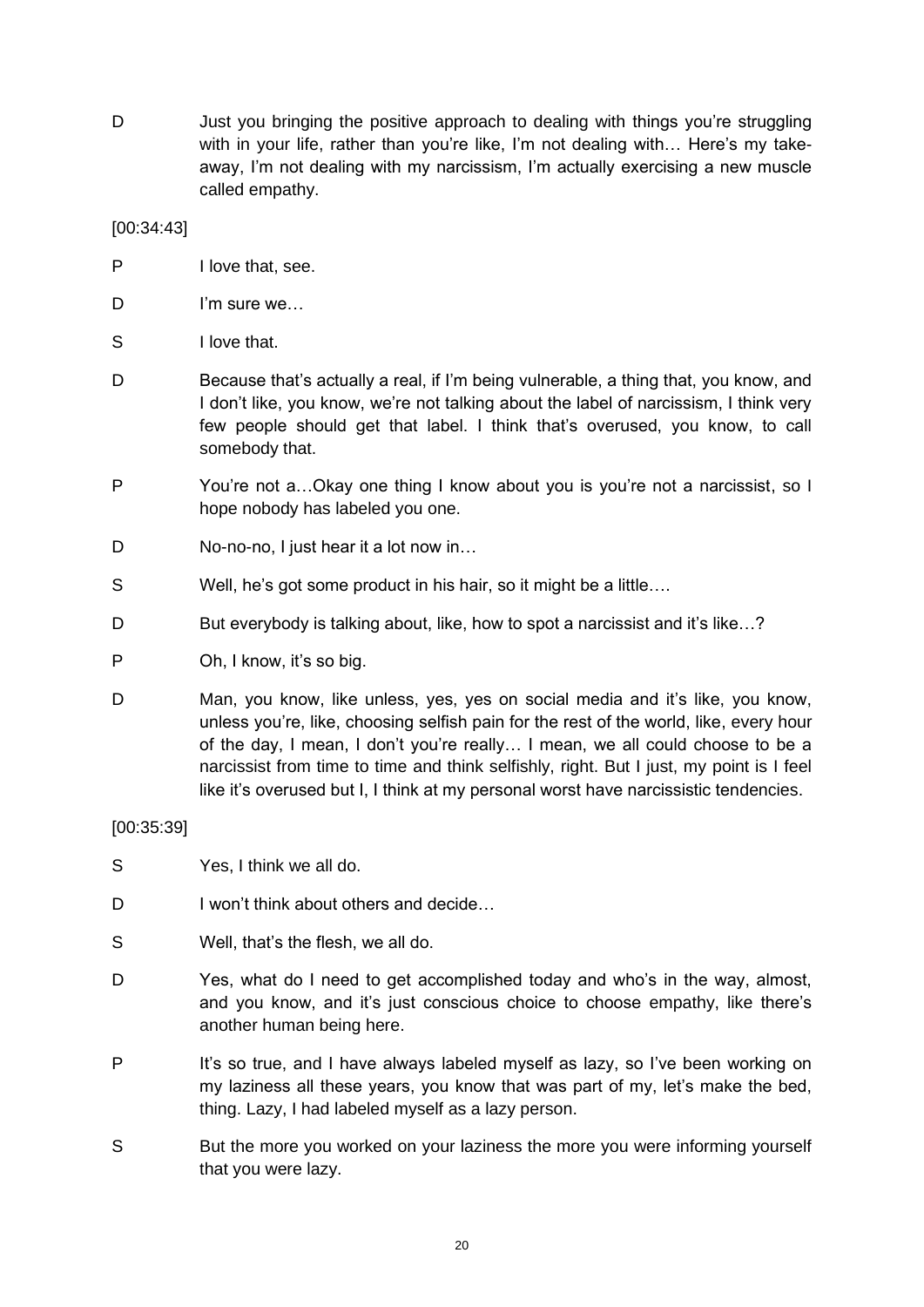D	Just you bringing the positive approach to dealing with things you're struggling with in your life, rather than you're like, I'm not dealing with… Here's my take-away, I'm not dealing with my narcissism, I'm actually exercising a new muscle called empathy.

[00:34:43]

P	I love that, see.

D	I'm sure we…

S	I love that.

D	Because that's actually a real, if I'm being vulnerable, a thing that, you know, and I don't like, you know, we're not talking about the label of narcissism, I think very few people should get that label. I think that's overused, you know, to call somebody that.

P	You're not a…Okay one thing I know about you is you're not a narcissist, so I hope nobody has labeled you one.

D	No-no-no, I just hear it a lot now in…

S	Well, he's got some product in his hair, so it might be a little….

D	But everybody is talking about, like, how to spot a narcissist and it's like…?

P	Oh, I know, it's so big.

D	Man, you know, like unless, yes, yes on social media and it's like, you know, unless you're, like, choosing selfish pain for the rest of the world, like, every hour of the day, I mean, I don't you're really… I mean, we all could choose to be a narcissist from time to time and think selfishly, right. But I just, my point is I feel like it's overused but I, I think at my personal worst have narcissistic tendencies.

[00:35:39]

S	Yes, I think we all do.

D	I won't think about others and decide…

S	Well, that's the flesh, we all do.

D	Yes, what do I need to get accomplished today and who's in the way, almost, and you know, and it's just conscious choice to choose empathy, like there's another human being here.

P	It's so true, and I have always labeled myself as lazy, so I've been working on my laziness all these years, you know that was part of my, let's make the bed, thing. Lazy, I had labeled myself as a lazy person.

S	But the more you worked on your laziness the more you were informing yourself that you were lazy.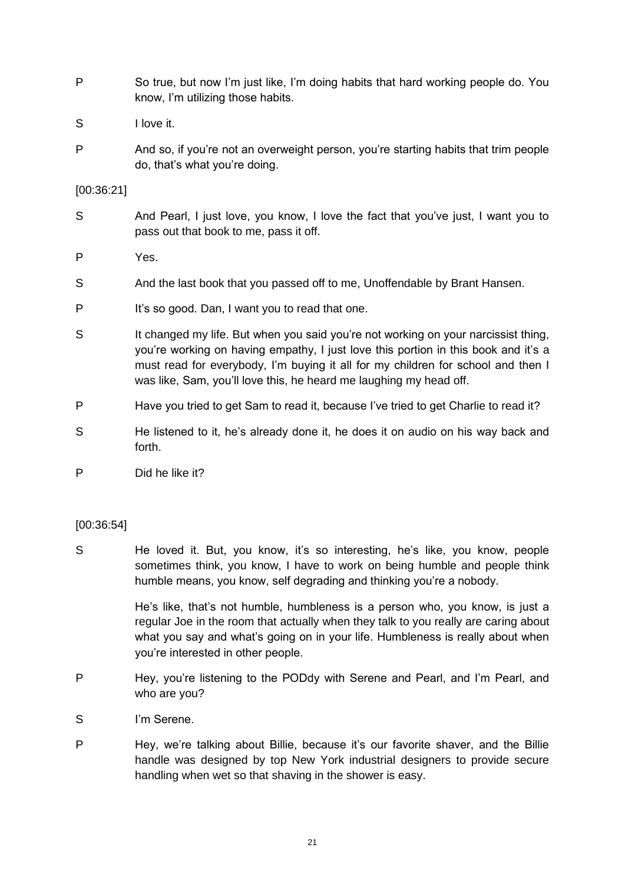P So true, but now I'm just like, I'm doing habits that hard working people do. You know, I'm utilizing those habits.

S I love it.

P And so, if you're not an overweight person, you're starting habits that trim people do, that's what you're doing.

[00:36:21]

S And Pearl, I just love, you know, I love the fact that you've just, I want you to pass out that book to me, pass it off.

P Yes.

S And the last book that you passed off to me, Unoffendable by Brant Hansen.

P It's so good. Dan, I want you to read that one.

S It changed my life. But when you said you're not working on your narcissist thing, you're working on having empathy, I just love this portion in this book and it's a must read for everybody, I'm buying it all for my children for school and then I was like, Sam, you'll love this, he heard me laughing my head off.

P Have you tried to get Sam to read it, because I've tried to get Charlie to read it?

S He listened to it, he's already done it, he does it on audio on his way back and forth.

P Did he like it?

[00:36:54]

S He loved it. But, you know, it's so interesting, he's like, you know, people sometimes think, you know, I have to work on being humble and people think humble means, you know, self degrading and thinking you're a nobody.

He's like, that's not humble, humbleness is a person who, you know, is just a regular Joe in the room that actually when they talk to you really are caring about what you say and what's going on in your life. Humbleness is really about when you're interested in other people.

P Hey, you're listening to the PODdy with Serene and Pearl, and I'm Pearl, and who are you?

S I'm Serene.

P Hey, we're talking about Billie, because it's our favorite shaver, and the Billie handle was designed by top New York industrial designers to provide secure handling when wet so that shaving in the shower is easy.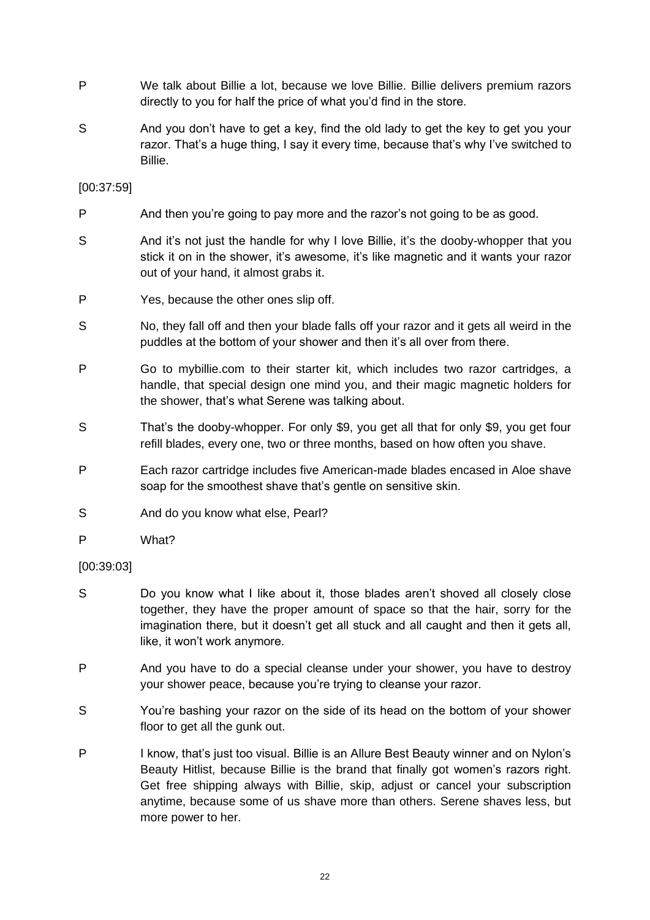P We talk about Billie a lot, because we love Billie. Billie delivers premium razors directly to you for half the price of what you'd find in the store.

S And you don't have to get a key, find the old lady to get the key to get you your razor. That's a huge thing, I say it every time, because that's why I've switched to Billie.

[00:37:59]

P And then you're going to pay more and the razor's not going to be as good.

S And it's not just the handle for why I love Billie, it's the dooby-whopper that you stick it on in the shower, it's awesome, it's like magnetic and it wants your razor out of your hand, it almost grabs it.

P Yes, because the other ones slip off.

S No, they fall off and then your blade falls off your razor and it gets all weird in the puddles at the bottom of your shower and then it's all over from there.

P Go to mybillie.com to their starter kit, which includes two razor cartridges, a handle, that special design one mind you, and their magic magnetic holders for the shower, that's what Serene was talking about.

S That's the dooby-whopper. For only $9, you get all that for only $9, you get four refill blades, every one, two or three months, based on how often you shave.

P Each razor cartridge includes five American-made blades encased in Aloe shave soap for the smoothest shave that's gentle on sensitive skin.

S And do you know what else, Pearl?

P What?

[00:39:03]

S Do you know what I like about it, those blades aren't shoved all closely close together, they have the proper amount of space so that the hair, sorry for the imagination there, but it doesn't get all stuck and all caught and then it gets all, like, it won't work anymore.

P And you have to do a special cleanse under your shower, you have to destroy your shower peace, because you're trying to cleanse your razor.

S You're bashing your razor on the side of its head on the bottom of your shower floor to get all the gunk out.

P I know, that's just too visual. Billie is an Allure Best Beauty winner and on Nylon's Beauty Hitlist, because Billie is the brand that finally got women's razors right. Get free shipping always with Billie, skip, adjust or cancel your subscription anytime, because some of us shave more than others. Serene shaves less, but more power to her.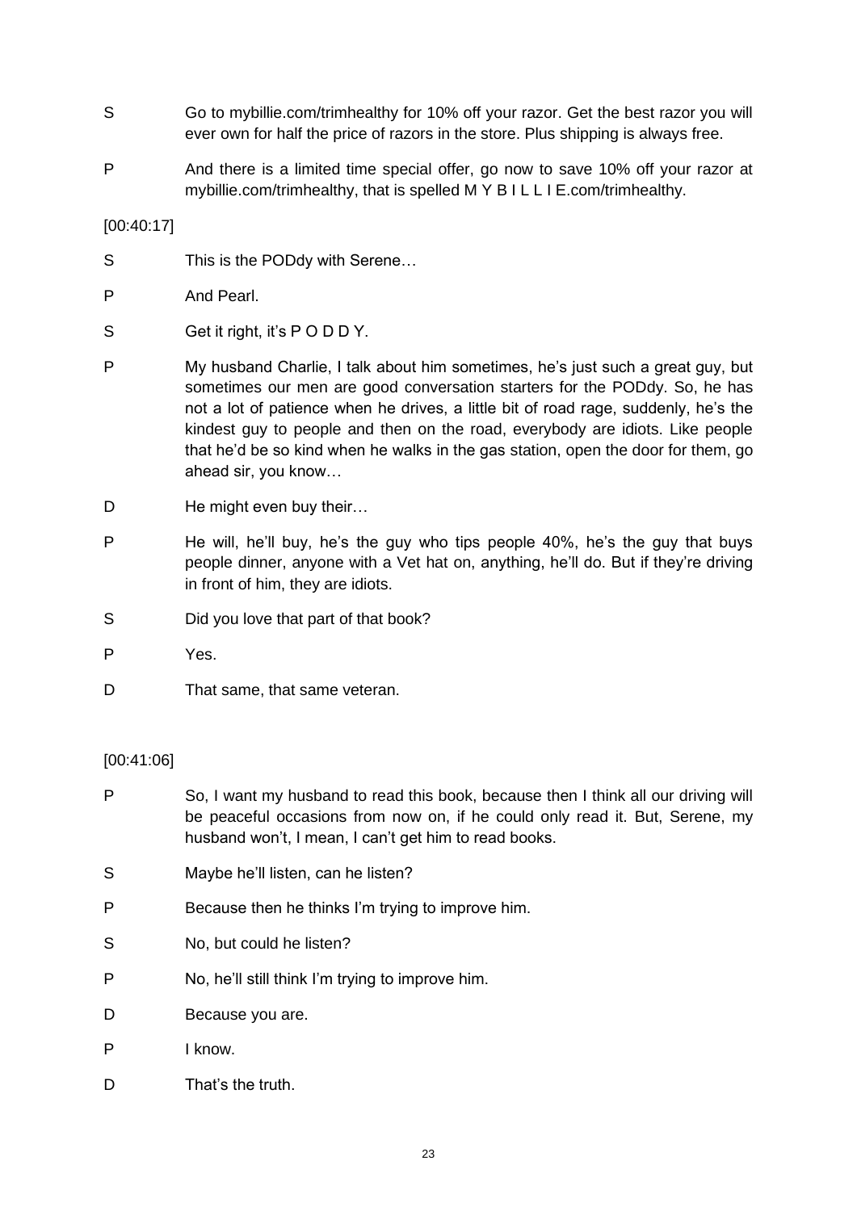S Go to mybillie.com/trimhealthy for 10% off your razor. Get the best razor you will ever own for half the price of razors in the store. Plus shipping is always free.

P And there is a limited time special offer, go now to save 10% off your razor at mybillie.com/trimhealthy, that is spelled M Y B I L L I E.com/trimhealthy.

[00:40:17]

S This is the PODdy with Serene…

P And Pearl.

S Get it right, it's P O D D Y.

P My husband Charlie, I talk about him sometimes, he's just such a great guy, but sometimes our men are good conversation starters for the PODdy. So, he has not a lot of patience when he drives, a little bit of road rage, suddenly, he's the kindest guy to people and then on the road, everybody are idiots. Like people that he'd be so kind when he walks in the gas station, open the door for them, go ahead sir, you know…

D He might even buy their…

P He will, he'll buy, he's the guy who tips people 40%, he's the guy that buys people dinner, anyone with a Vet hat on, anything, he'll do. But if they're driving in front of him, they are idiots.

S Did you love that part of that book?

P Yes.

D That same, that same veteran.

[00:41:06]

P So, I want my husband to read this book, because then I think all our driving will be peaceful occasions from now on, if he could only read it. But, Serene, my husband won't, I mean, I can't get him to read books.

S Maybe he'll listen, can he listen?

P Because then he thinks I'm trying to improve him.

S No, but could he listen?

P No, he'll still think I'm trying to improve him.

D Because you are.

P I know.

D That's the truth.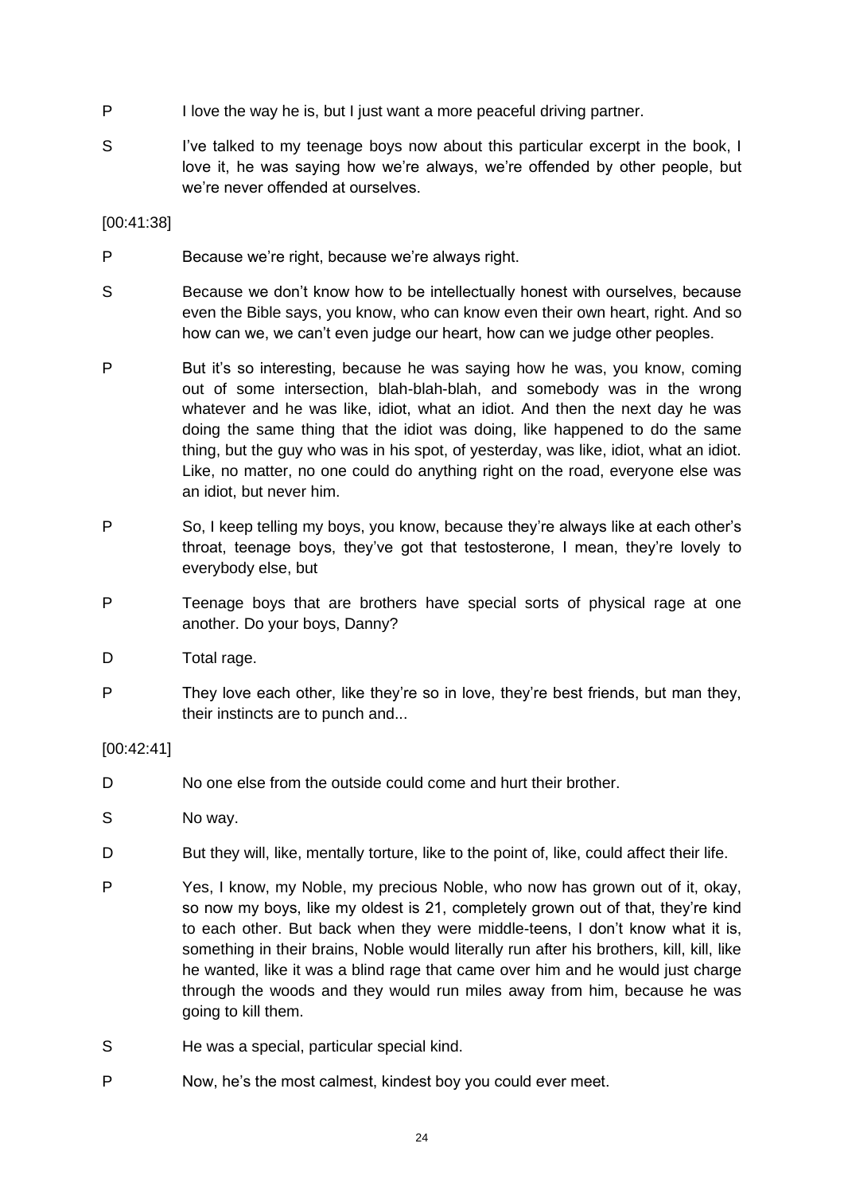P I love the way he is, but I just want a more peaceful driving partner.

S I've talked to my teenage boys now about this particular excerpt in the book, I love it, he was saying how we're always, we're offended by other people, but we're never offended at ourselves.

[00:41:38]

P Because we're right, because we're always right.

S Because we don't know how to be intellectually honest with ourselves, because even the Bible says, you know, who can know even their own heart, right. And so how can we, we can't even judge our heart, how can we judge other peoples.

P But it's so interesting, because he was saying how he was, you know, coming out of some intersection, blah-blah-blah, and somebody was in the wrong whatever and he was like, idiot, what an idiot. And then the next day he was doing the same thing that the idiot was doing, like happened to do the same thing, but the guy who was in his spot, of yesterday, was like, idiot, what an idiot. Like, no matter, no one could do anything right on the road, everyone else was an idiot, but never him.

P So, I keep telling my boys, you know, because they're always like at each other's throat, teenage boys, they've got that testosterone, I mean, they're lovely to everybody else, but

P Teenage boys that are brothers have special sorts of physical rage at one another. Do your boys, Danny?

D Total rage.

P They love each other, like they're so in love, they're best friends, but man they, their instincts are to punch and...

[00:42:41]

D No one else from the outside could come and hurt their brother.

S No way.

D But they will, like, mentally torture, like to the point of, like, could affect their life.

P Yes, I know, my Noble, my precious Noble, who now has grown out of it, okay, so now my boys, like my oldest is 21, completely grown out of that, they're kind to each other. But back when they were middle-teens, I don't know what it is, something in their brains, Noble would literally run after his brothers, kill, kill, like he wanted, like it was a blind rage that came over him and he would just charge through the woods and they would run miles away from him, because he was going to kill them.

S He was a special, particular special kind.

P Now, he's the most calmest, kindest boy you could ever meet.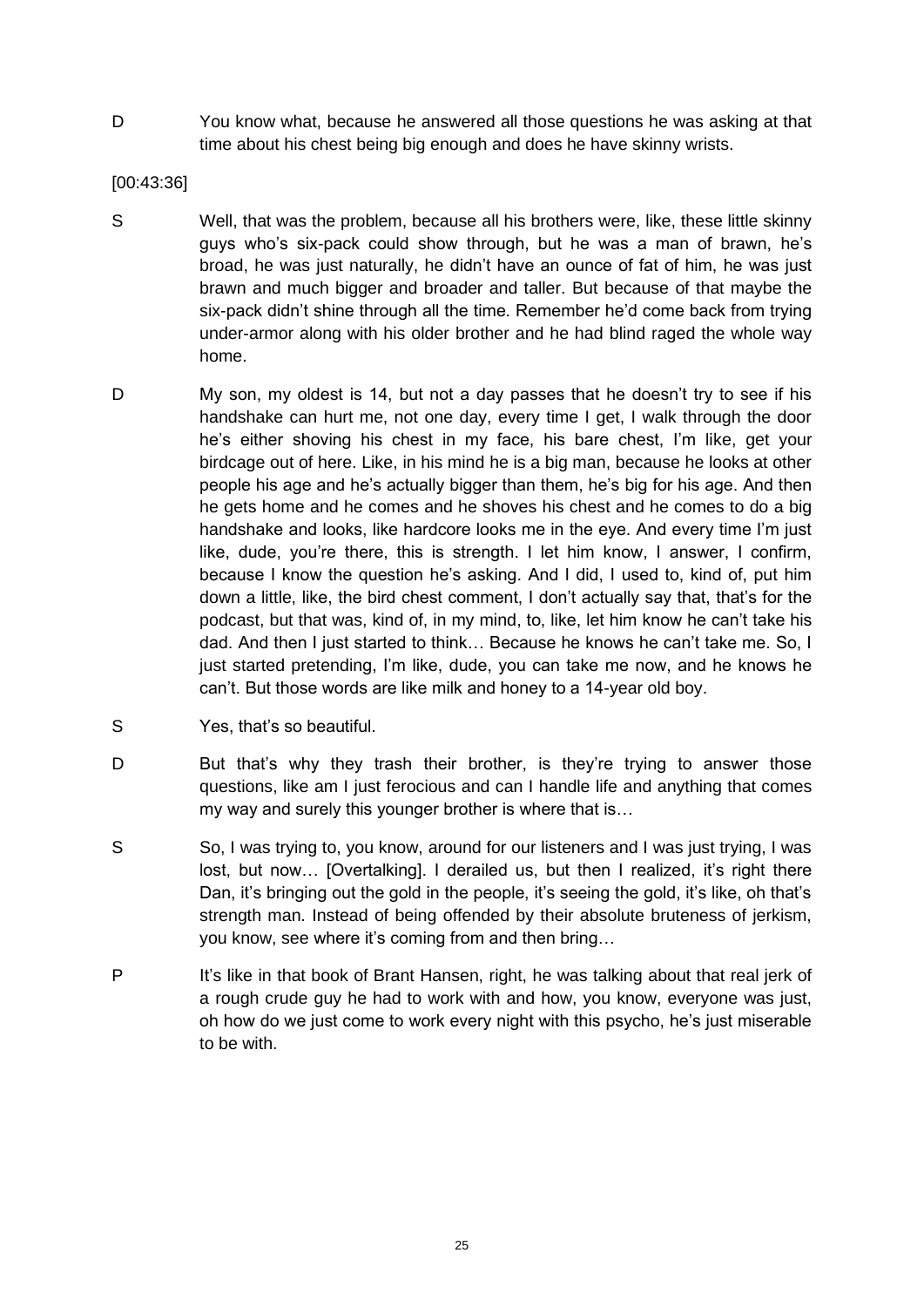D You know what, because he answered all those questions he was asking at that time about his chest being big enough and does he have skinny wrists.

[00:43:36]

S Well, that was the problem, because all his brothers were, like, these little skinny guys who's six-pack could show through, but he was a man of brawn, he's broad, he was just naturally, he didn't have an ounce of fat of him, he was just brawn and much bigger and broader and taller. But because of that maybe the six-pack didn't shine through all the time. Remember he'd come back from trying under-armor along with his older brother and he had blind raged the whole way home.

D My son, my oldest is 14, but not a day passes that he doesn't try to see if his handshake can hurt me, not one day, every time I get, I walk through the door he's either shoving his chest in my face, his bare chest, I'm like, get your birdcage out of here. Like, in his mind he is a big man, because he looks at other people his age and he's actually bigger than them, he's big for his age. And then he gets home and he comes and he shoves his chest and he comes to do a big handshake and looks, like hardcore looks me in the eye. And every time I'm just like, dude, you're there, this is strength. I let him know, I answer, I confirm, because I know the question he's asking. And I did, I used to, kind of, put him down a little, like, the bird chest comment, I don't actually say that, that's for the podcast, but that was, kind of, in my mind, to, like, let him know he can't take his dad. And then I just started to think… Because he knows he can't take me. So, I just started pretending, I'm like, dude, you can take me now, and he knows he can't. But those words are like milk and honey to a 14-year old boy.

S Yes, that's so beautiful.

D But that's why they trash their brother, is they're trying to answer those questions, like am I just ferocious and can I handle life and anything that comes my way and surely this younger brother is where that is…

S So, I was trying to, you know, around for our listeners and I was just trying, I was lost, but now… [Overtalking]. I derailed us, but then I realized, it's right there Dan, it's bringing out the gold in the people, it's seeing the gold, it's like, oh that's strength man. Instead of being offended by their absolute bruteness of jerkism, you know, see where it's coming from and then bring…

P It's like in that book of Brant Hansen, right, he was talking about that real jerk of a rough crude guy he had to work with and how, you know, everyone was just, oh how do we just come to work every night with this psycho, he's just miserable to be with.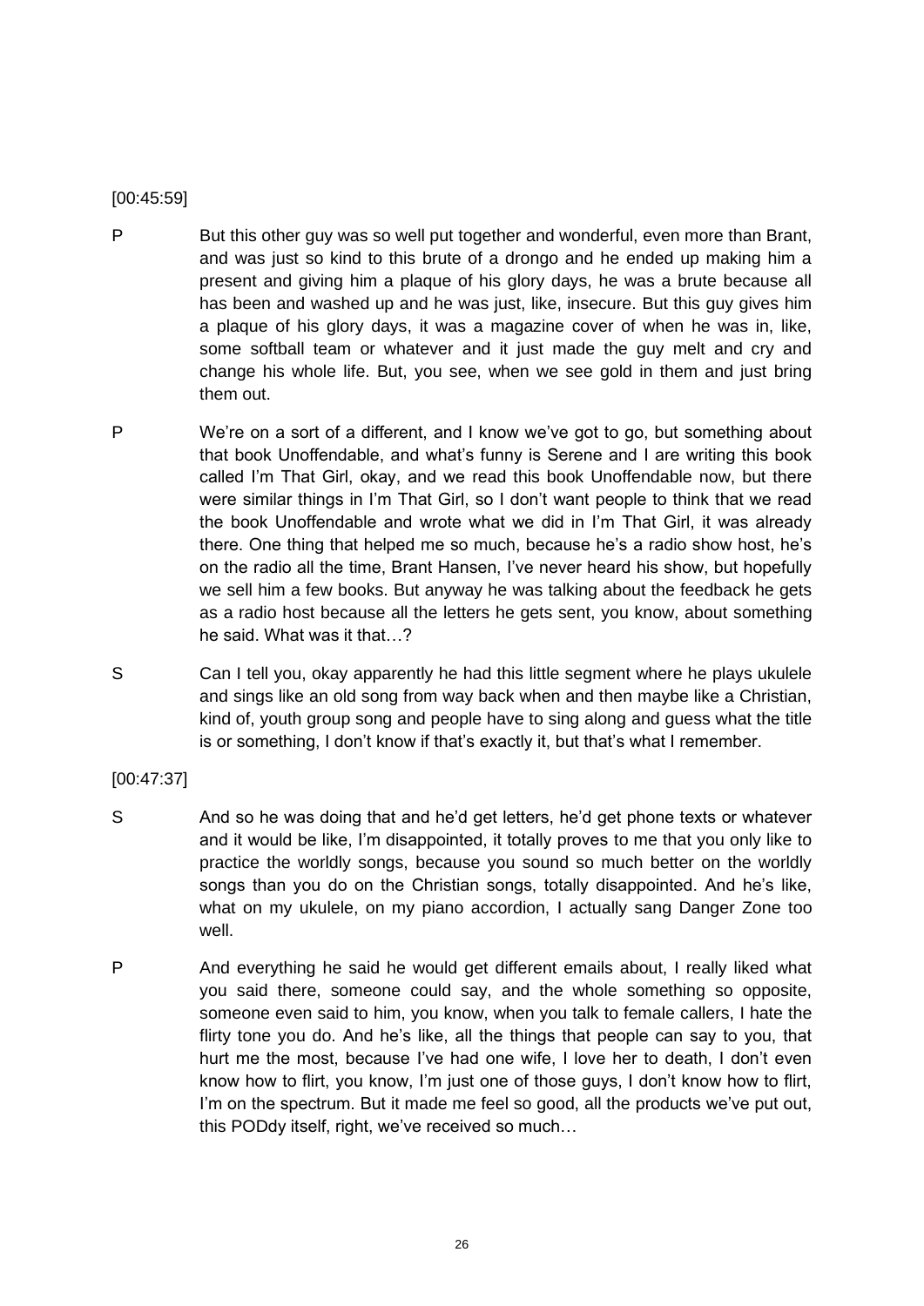[00:45:59]

P But this other guy was so well put together and wonderful, even more than Brant, and was just so kind to this brute of a drongo and he ended up making him a present and giving him a plaque of his glory days, he was a brute because all has been and washed up and he was just, like, insecure. But this guy gives him a plaque of his glory days, it was a magazine cover of when he was in, like, some softball team or whatever and it just made the guy melt and cry and change his whole life. But, you see, when we see gold in them and just bring them out.

P We're on a sort of a different, and I know we've got to go, but something about that book Unoffendable, and what's funny is Serene and I are writing this book called I'm That Girl, okay, and we read this book Unoffendable now, but there were similar things in I'm That Girl, so I don't want people to think that we read the book Unoffendable and wrote what we did in I'm That Girl, it was already there. One thing that helped me so much, because he's a radio show host, he's on the radio all the time, Brant Hansen, I've never heard his show, but hopefully we sell him a few books. But anyway he was talking about the feedback he gets as a radio host because all the letters he gets sent, you know, about something he said. What was it that…?

S Can I tell you, okay apparently he had this little segment where he plays ukulele and sings like an old song from way back when and then maybe like a Christian, kind of, youth group song and people have to sing along and guess what the title is or something, I don't know if that's exactly it, but that's what I remember.

[00:47:37]

S And so he was doing that and he'd get letters, he'd get phone texts or whatever and it would be like, I'm disappointed, it totally proves to me that you only like to practice the worldly songs, because you sound so much better on the worldly songs than you do on the Christian songs, totally disappointed. And he's like, what on my ukulele, on my piano accordion, I actually sang Danger Zone too well.

P And everything he said he would get different emails about, I really liked what you said there, someone could say, and the whole something so opposite, someone even said to him, you know, when you talk to female callers, I hate the flirty tone you do. And he's like, all the things that people can say to you, that hurt me the most, because I've had one wife, I love her to death, I don't even know how to flirt, you know, I'm just one of those guys, I don't know how to flirt, I'm on the spectrum. But it made me feel so good, all the products we've put out, this PODdy itself, right, we've received so much…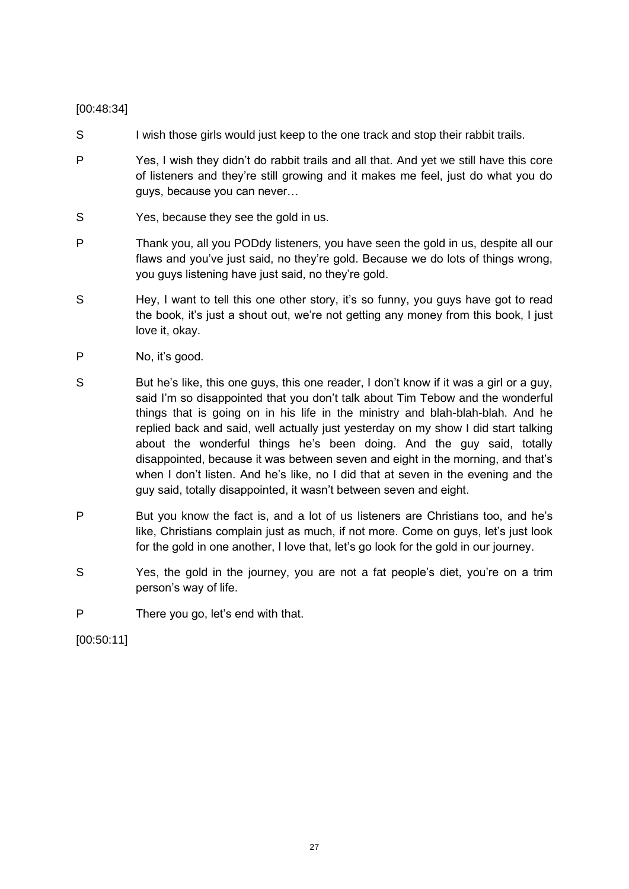[00:48:34]

S I wish those girls would just keep to the one track and stop their rabbit trails.

P Yes, I wish they didn't do rabbit trails and all that. And yet we still have this core of listeners and they're still growing and it makes me feel, just do what you do guys, because you can never…

S Yes, because they see the gold in us.

P Thank you, all you PODdy listeners, you have seen the gold in us, despite all our flaws and you've just said, no they're gold. Because we do lots of things wrong, you guys listening have just said, no they're gold.

S Hey, I want to tell this one other story, it's so funny, you guys have got to read the book, it's just a shout out, we're not getting any money from this book, I just love it, okay.

P No, it's good.

S But he's like, this one guys, this one reader, I don't know if it was a girl or a guy, said I'm so disappointed that you don't talk about Tim Tebow and the wonderful things that is going on in his life in the ministry and blah-blah-blah. And he replied back and said, well actually just yesterday on my show I did start talking about the wonderful things he's been doing. And the guy said, totally disappointed, because it was between seven and eight in the morning, and that's when I don't listen. And he's like, no I did that at seven in the evening and the guy said, totally disappointed, it wasn't between seven and eight.

P But you know the fact is, and a lot of us listeners are Christians too, and he's like, Christians complain just as much, if not more. Come on guys, let's just look for the gold in one another, I love that, let's go look for the gold in our journey.

S Yes, the gold in the journey, you are not a fat people's diet, you're on a trim person's way of life.

P There you go, let's end with that.

[00:50:11]